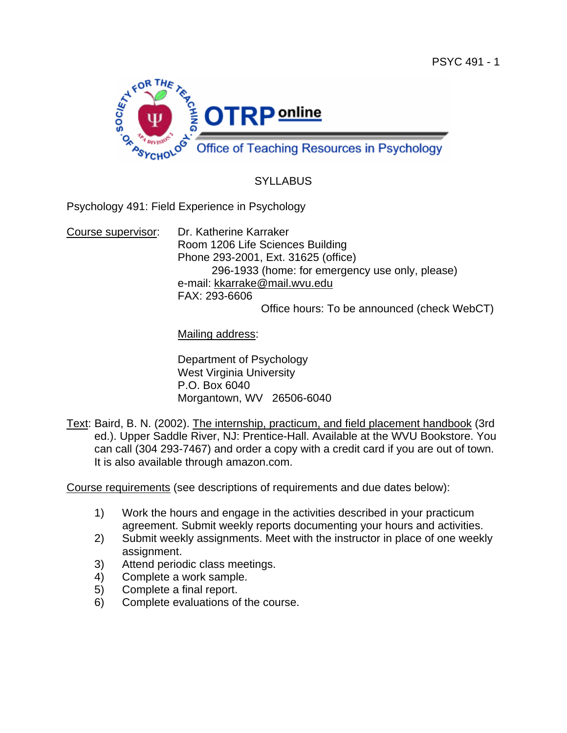SYLLABUS

Psychology 491: Field Experience in Psychology

Course supervisor: Dr. Katherine Karraker
Room 1206 Life Sciences Building
Phone 293-2001, Ext. 31625 (office)
296-1933 (home: for emergency use only, please)
e-mail: kkarrake@mail.wvu.edu
FAX: 293-6606
Office hours: To be announced (check WebCT)

Mailing address:

Department of Psychology
West Virginia University
P.O. Box 6040
Morgantown, WV 26506-6040

Text: Baird, B. N. (2002). The internship, practicum, and field placement handbook (3rd ed.). Upper Saddle River, NJ: Prentice-Hall. Available at the WVU Bookstore. You can call (304 293-7467) and order a copy with a credit card if you are out of town. It is also available through amazon.com.

Course requirements (see descriptions of requirements and due dates below):

1) Work the hours and engage in the activities described in your practicum agreement. Submit weekly reports documenting your hours and activities.
2) Submit weekly assignments. Meet with the instructor in place of one weekly assignment.
3) Attend periodic class meetings.
4) Complete a work sample.
5) Complete a final report.
6) Complete evaluations of the course.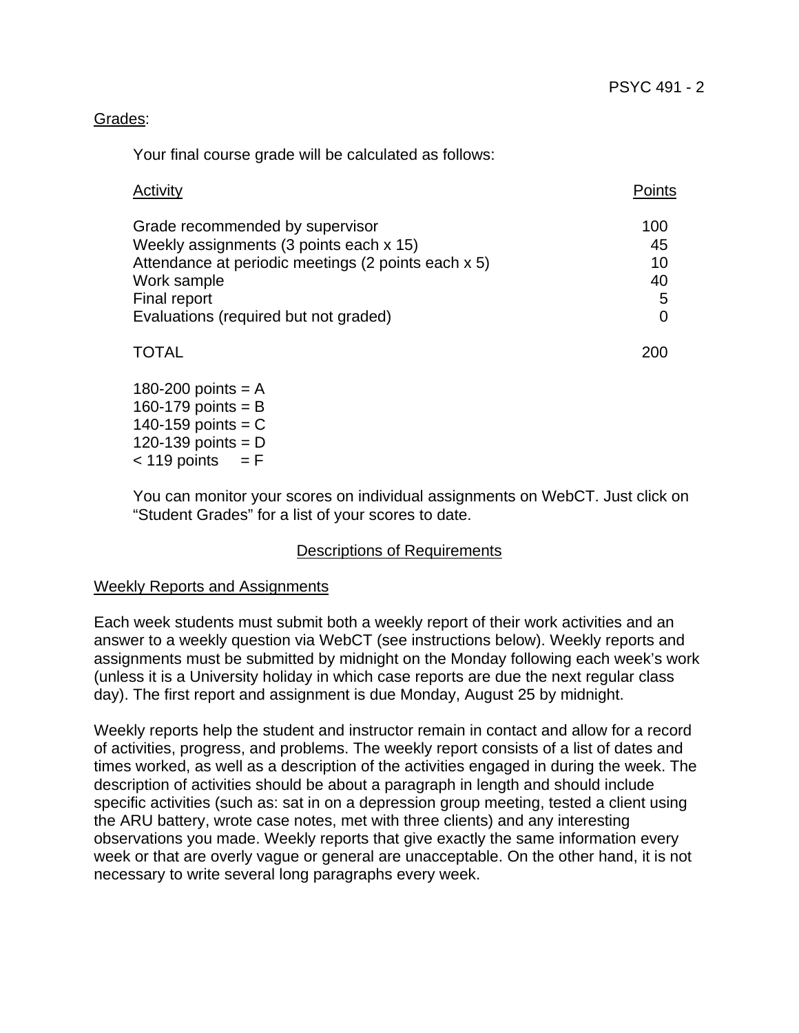Grades:

Your final course grade will be calculated as follows:

| Activity | Points |
| --- | --- |
| Grade recommended by supervisor | 100 |
| Weekly assignments (3 points each x 15) | 45 |
| Attendance at periodic meetings (2 points each x 5) | 10 |
| Work sample | 40 |
| Final report | 5 |
| Evaluations (required but not graded) | 0 |
| TOTAL | 200 |

180-200 points = A
160-179 points = B
140-159 points = C
120-139 points = D
< 119 points = F

You can monitor your scores on individual assignments on WebCT. Just click on "Student Grades" for a list of your scores to date.

## Descriptions of Requirements

### Weekly Reports and Assignments

Each week students must submit both a weekly report of their work activities and an answer to a weekly question via WebCT (see instructions below). Weekly reports and assignments must be submitted by midnight on the Monday following each week's work (unless it is a University holiday in which case reports are due the next regular class day). The first report and assignment is due Monday, August 25 by midnight.

Weekly reports help the student and instructor remain in contact and allow for a record of activities, progress, and problems. The weekly report consists of a list of dates and times worked, as well as a description of the activities engaged in during the week. The description of activities should be about a paragraph in length and should include specific activities (such as: sat in on a depression group meeting, tested a client using the ARU battery, wrote case notes, met with three clients) and any interesting observations you made. Weekly reports that give exactly the same information every week or that are overly vague or general are unacceptable. On the other hand, it is not necessary to write several long paragraphs every week.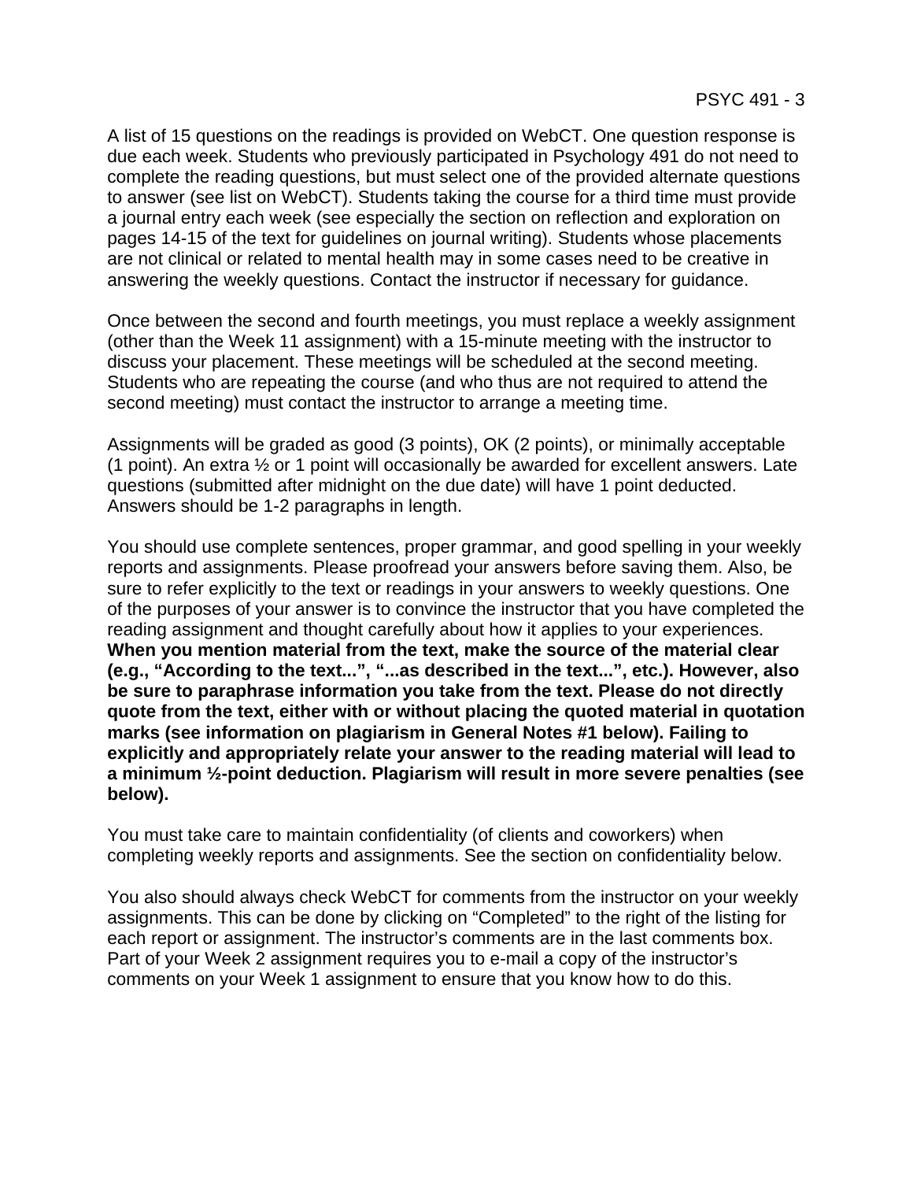A list of 15 questions on the readings is provided on WebCT. One question response is due each week. Students who previously participated in Psychology 491 do not need to complete the reading questions, but must select one of the provided alternate questions to answer (see list on WebCT). Students taking the course for a third time must provide a journal entry each week (see especially the section on reflection and exploration on pages 14-15 of the text for guidelines on journal writing). Students whose placements are not clinical or related to mental health may in some cases need to be creative in answering the weekly questions. Contact the instructor if necessary for guidance.

Once between the second and fourth meetings, you must replace a weekly assignment (other than the Week 11 assignment) with a 15-minute meeting with the instructor to discuss your placement. These meetings will be scheduled at the second meeting. Students who are repeating the course (and who thus are not required to attend the second meeting) must contact the instructor to arrange a meeting time.

Assignments will be graded as good (3 points), OK (2 points), or minimally acceptable (1 point). An extra ½ or 1 point will occasionally be awarded for excellent answers. Late questions (submitted after midnight on the due date) will have 1 point deducted. Answers should be 1-2 paragraphs in length.

You should use complete sentences, proper grammar, and good spelling in your weekly reports and assignments. Please proofread your answers before saving them. Also, be sure to refer explicitly to the text or readings in your answers to weekly questions. One of the purposes of your answer is to convince the instructor that you have completed the reading assignment and thought carefully about how it applies to your experiences. **When you mention material from the text, make the source of the material clear (e.g., "According to the text...", "...as described in the text...", etc.). However, also be sure to paraphrase information you take from the text. Please do not directly quote from the text, either with or without placing the quoted material in quotation marks (see information on plagiarism in General Notes #1 below). Failing to explicitly and appropriately relate your answer to the reading material will lead to a minimum ½-point deduction. Plagiarism will result in more severe penalties (see below).**

You must take care to maintain confidentiality (of clients and coworkers) when completing weekly reports and assignments. See the section on confidentiality below.

You also should always check WebCT for comments from the instructor on your weekly assignments. This can be done by clicking on "Completed" to the right of the listing for each report or assignment. The instructor's comments are in the last comments box. Part of your Week 2 assignment requires you to e-mail a copy of the instructor's comments on your Week 1 assignment to ensure that you know how to do this.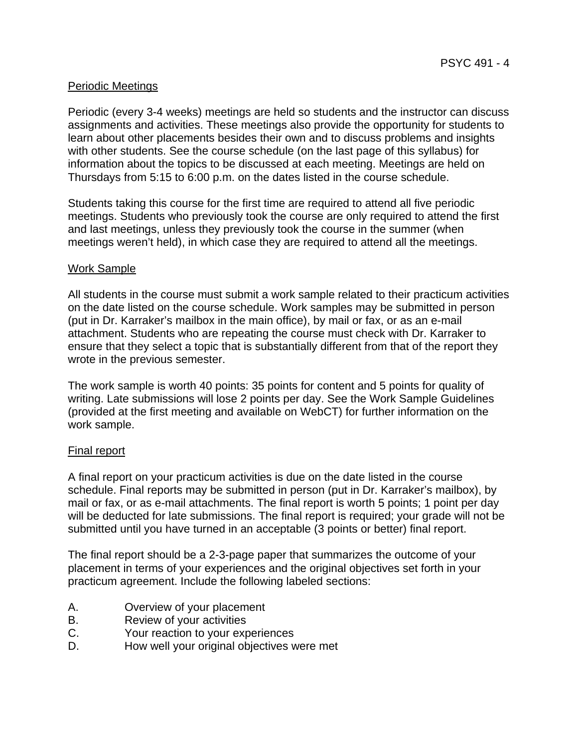## Periodic Meetings

Periodic (every 3-4 weeks) meetings are held so students and the instructor can discuss assignments and activities. These meetings also provide the opportunity for students to learn about other placements besides their own and to discuss problems and insights with other students. See the course schedule (on the last page of this syllabus) for information about the topics to be discussed at each meeting. Meetings are held on Thursdays from 5:15 to 6:00 p.m. on the dates listed in the course schedule.

Students taking this course for the first time are required to attend all five periodic meetings. Students who previously took the course are only required to attend the first and last meetings, unless they previously took the course in the summer (when meetings weren't held), in which case they are required to attend all the meetings.

## Work Sample

All students in the course must submit a work sample related to their practicum activities on the date listed on the course schedule. Work samples may be submitted in person (put in Dr. Karraker's mailbox in the main office), by mail or fax, or as an e-mail attachment. Students who are repeating the course must check with Dr. Karraker to ensure that they select a topic that is substantially different from that of the report they wrote in the previous semester.

The work sample is worth 40 points: 35 points for content and 5 points for quality of writing. Late submissions will lose 2 points per day. See the Work Sample Guidelines (provided at the first meeting and available on WebCT) for further information on the work sample.

## Final report

A final report on your practicum activities is due on the date listed in the course schedule. Final reports may be submitted in person (put in Dr. Karraker's mailbox), by mail or fax, or as e-mail attachments. The final report is worth 5 points; 1 point per day will be deducted for late submissions. The final report is required; your grade will not be submitted until you have turned in an acceptable (3 points or better) final report.

The final report should be a 2-3-page paper that summarizes the outcome of your placement in terms of your experiences and the original objectives set forth in your practicum agreement. Include the following labeled sections:

A. Overview of your placement
B. Review of your activities
C. Your reaction to your experiences
D. How well your original objectives were met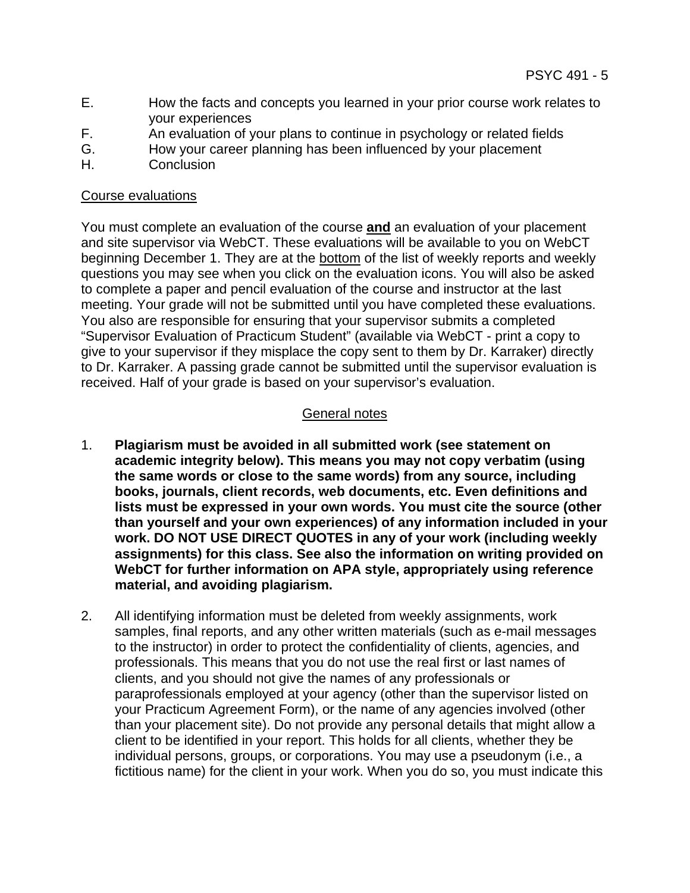E. How the facts and concepts you learned in your prior course work relates to your experiences
F. An evaluation of your plans to continue in psychology or related fields
G. How your career planning has been influenced by your placement
H. Conclusion

<u>Course evaluations</u>

You must complete an evaluation of the course **<u>and</u>** an evaluation of your placement and site supervisor via WebCT. These evaluations will be available to you on WebCT beginning December 1. They are at the <u>bottom</u> of the list of weekly reports and weekly questions you may see when you click on the evaluation icons. You will also be asked to complete a paper and pencil evaluation of the course and instructor at the last meeting. Your grade will not be submitted until you have completed these evaluations. You also are responsible for ensuring that your supervisor submits a completed "Supervisor Evaluation of Practicum Student" (available via WebCT - print a copy to give to your supervisor if they misplace the copy sent to them by Dr. Karraker) directly to Dr. Karraker. A passing grade cannot be submitted until the supervisor evaluation is received. Half of your grade is based on your supervisor's evaluation.

<u>General notes</u>

1. **Plagiarism must be avoided in all submitted work (see statement on academic integrity below). This means you may not copy verbatim (using the same words or close to the same words) from any source, including books, journals, client records, web documents, etc. Even definitions and lists must be expressed in your own words. You must cite the source (other than yourself and your own experiences) of any information included in your work. DO NOT USE DIRECT QUOTES in any of your work (including weekly assignments) for this class. See also the information on writing provided on WebCT for further information on APA style, appropriately using reference material, and avoiding plagiarism.**

2. All identifying information must be deleted from weekly assignments, work samples, final reports, and any other written materials (such as e-mail messages to the instructor) in order to protect the confidentiality of clients, agencies, and professionals. This means that you do not use the real first or last names of clients, and you should not give the names of any professionals or paraprofessionals employed at your agency (other than the supervisor listed on your Practicum Agreement Form), or the name of any agencies involved (other than your placement site). Do not provide any personal details that might allow a client to be identified in your report. This holds for all clients, whether they be individual persons, groups, or corporations. You may use a pseudonym (i.e., a fictitious name) for the client in your work. When you do so, you must indicate this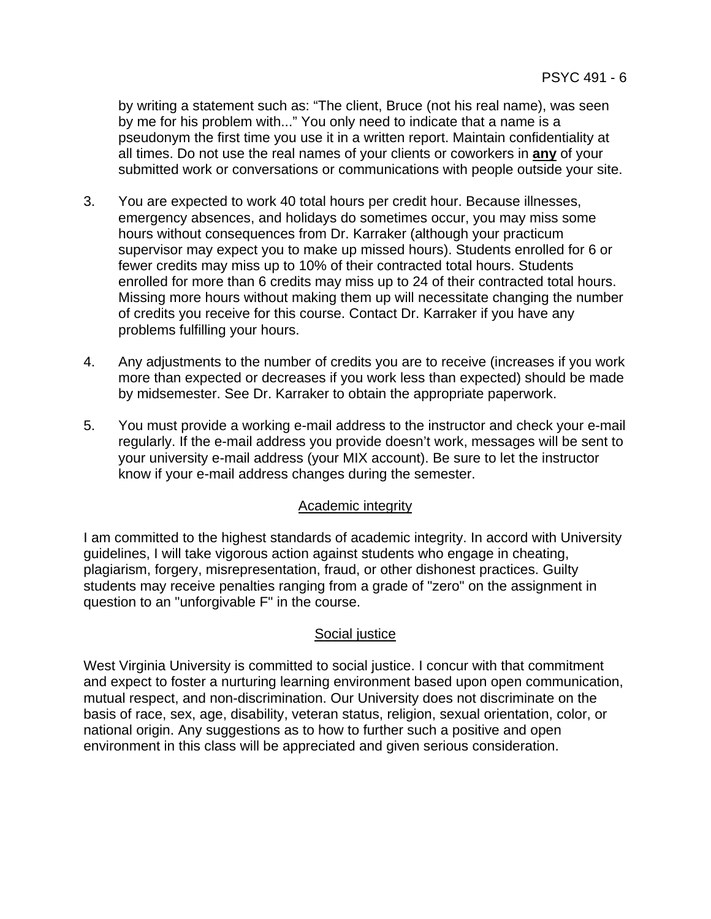by writing a statement such as: "The client, Bruce (not his real name), was seen by me for his problem with..." You only need to indicate that a name is a pseudonym the first time you use it in a written report. Maintain confidentiality at all times. Do not use the real names of your clients or coworkers in **<u>any</u>** of your submitted work or conversations or communications with people outside your site.

3. You are expected to work 40 total hours per credit hour. Because illnesses, emergency absences, and holidays do sometimes occur, you may miss some hours without consequences from Dr. Karraker (although your practicum supervisor may expect you to make up missed hours). Students enrolled for 6 or fewer credits may miss up to 10% of their contracted total hours. Students enrolled for more than 6 credits may miss up to 24 of their contracted total hours. Missing more hours without making them up will necessitate changing the number of credits you receive for this course. Contact Dr. Karraker if you have any problems fulfilling your hours.

4. Any adjustments to the number of credits you are to receive (increases if you work more than expected or decreases if you work less than expected) should be made by midsemester. See Dr. Karraker to obtain the appropriate paperwork.

5. You must provide a working e-mail address to the instructor and check your e-mail regularly. If the e-mail address you provide doesn't work, messages will be sent to your university e-mail address (your MIX account). Be sure to let the instructor know if your e-mail address changes during the semester.

## Academic integrity

I am committed to the highest standards of academic integrity. In accord with University guidelines, I will take vigorous action against students who engage in cheating, plagiarism, forgery, misrepresentation, fraud, or other dishonest practices. Guilty students may receive penalties ranging from a grade of "zero" on the assignment in question to an "unforgivable F" in the course.

## Social justice

West Virginia University is committed to social justice. I concur with that commitment and expect to foster a nurturing learning environment based upon open communication, mutual respect, and non-discrimination. Our University does not discriminate on the basis of race, sex, age, disability, veteran status, religion, sexual orientation, color, or national origin. Any suggestions as to how to further such a positive and open environment in this class will be appreciated and given serious consideration.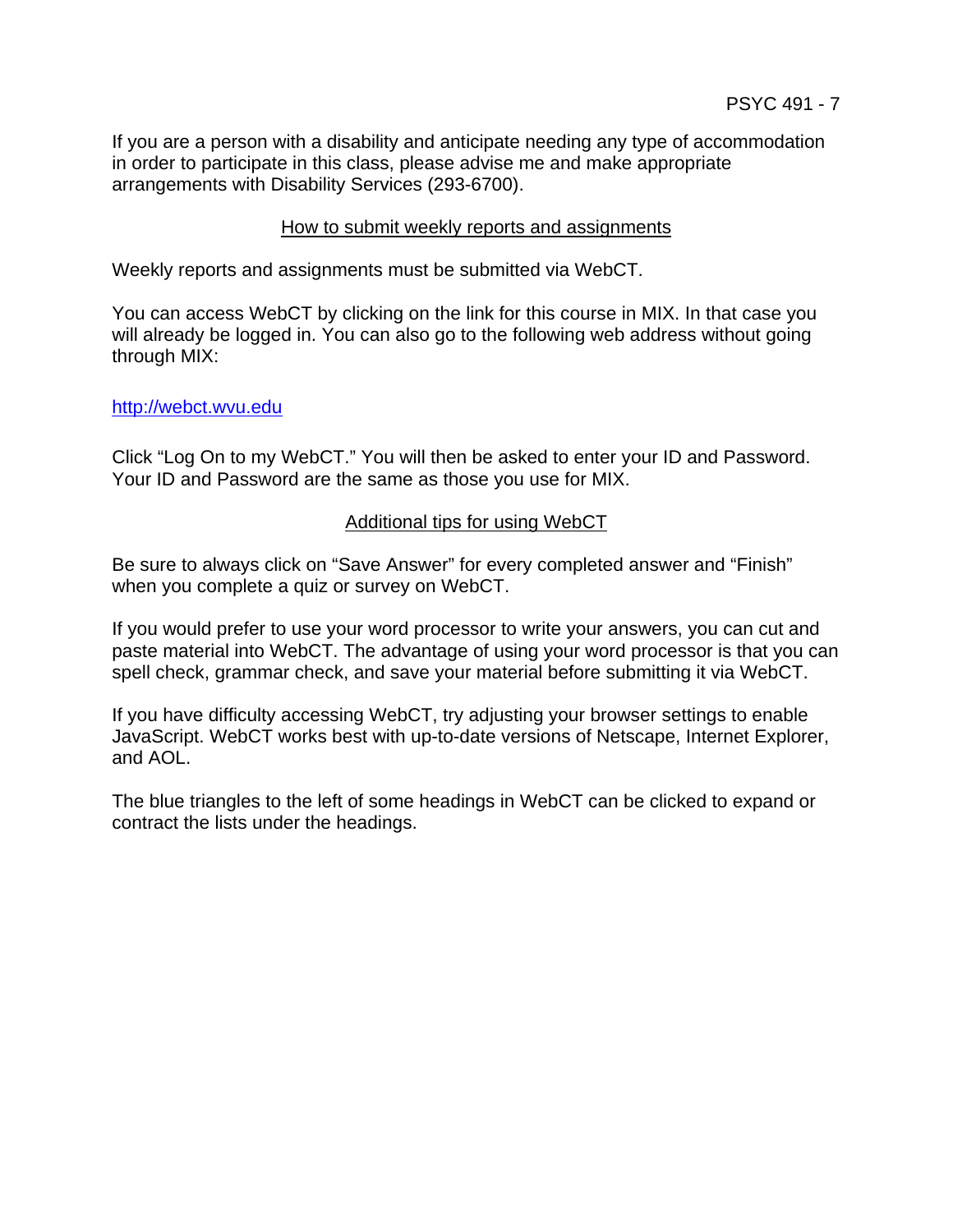If you are a person with a disability and anticipate needing any type of accommodation in order to participate in this class, please advise me and make appropriate arrangements with Disability Services (293-6700).

## How to submit weekly reports and assignments

Weekly reports and assignments must be submitted via WebCT.

You can access WebCT by clicking on the link for this course in MIX. In that case you will already be logged in. You can also go to the following web address without going through MIX:

http://webct.wvu.edu

Click "Log On to my WebCT." You will then be asked to enter your ID and Password. Your ID and Password are the same as those you use for MIX.

## Additional tips for using WebCT

Be sure to always click on "Save Answer" for every completed answer and "Finish" when you complete a quiz or survey on WebCT.

If you would prefer to use your word processor to write your answers, you can cut and paste material into WebCT. The advantage of using your word processor is that you can spell check, grammar check, and save your material before submitting it via WebCT.

If you have difficulty accessing WebCT, try adjusting your browser settings to enable JavaScript. WebCT works best with up-to-date versions of Netscape, Internet Explorer, and AOL.

The blue triangles to the left of some headings in WebCT can be clicked to expand or contract the lists under the headings.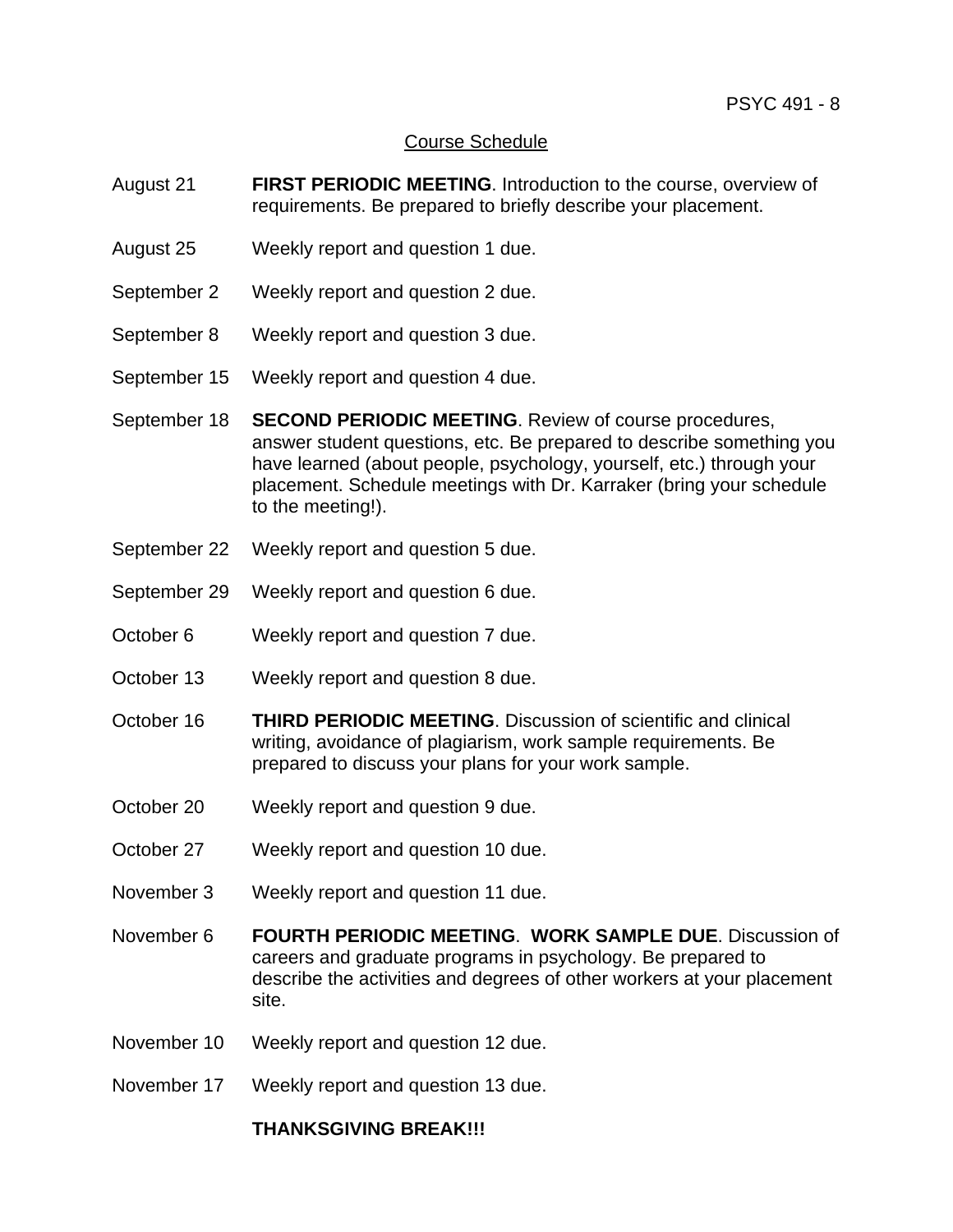## Course Schedule

| | |
|---|---|
| August 21 | **FIRST PERIODIC MEETING**. Introduction to the course, overview of requirements. Be prepared to briefly describe your placement. |
| August 25 | Weekly report and question 1 due. |
| September 2 | Weekly report and question 2 due. |
| September 8 | Weekly report and question 3 due. |
| September 15 | Weekly report and question 4 due. |
| September 18 | **SECOND PERIODIC MEETING**. Review of course procedures, answer student questions, etc. Be prepared to describe something you have learned (about people, psychology, yourself, etc.) through your placement. Schedule meetings with Dr. Karraker (bring your schedule to the meeting!). |
| September 22 | Weekly report and question 5 due. |
| September 29 | Weekly report and question 6 due. |
| October 6 | Weekly report and question 7 due. |
| October 13 | Weekly report and question 8 due. |
| October 16 | **THIRD PERIODIC MEETING**. Discussion of scientific and clinical writing, avoidance of plagiarism, work sample requirements. Be prepared to discuss your plans for your work sample. |
| October 20 | Weekly report and question 9 due. |
| October 27 | Weekly report and question 10 due. |
| November 3 | Weekly report and question 11 due. |
| November 6 | **FOURTH PERIODIC MEETING**. **WORK SAMPLE DUE**. Discussion of careers and graduate programs in psychology. Be prepared to describe the activities and degrees of other workers at your placement site. |
| November 10 | Weekly report and question 12 due. |
| November 17 | Weekly report and question 13 due. |
| | **THANKSGIVING BREAK!!!** |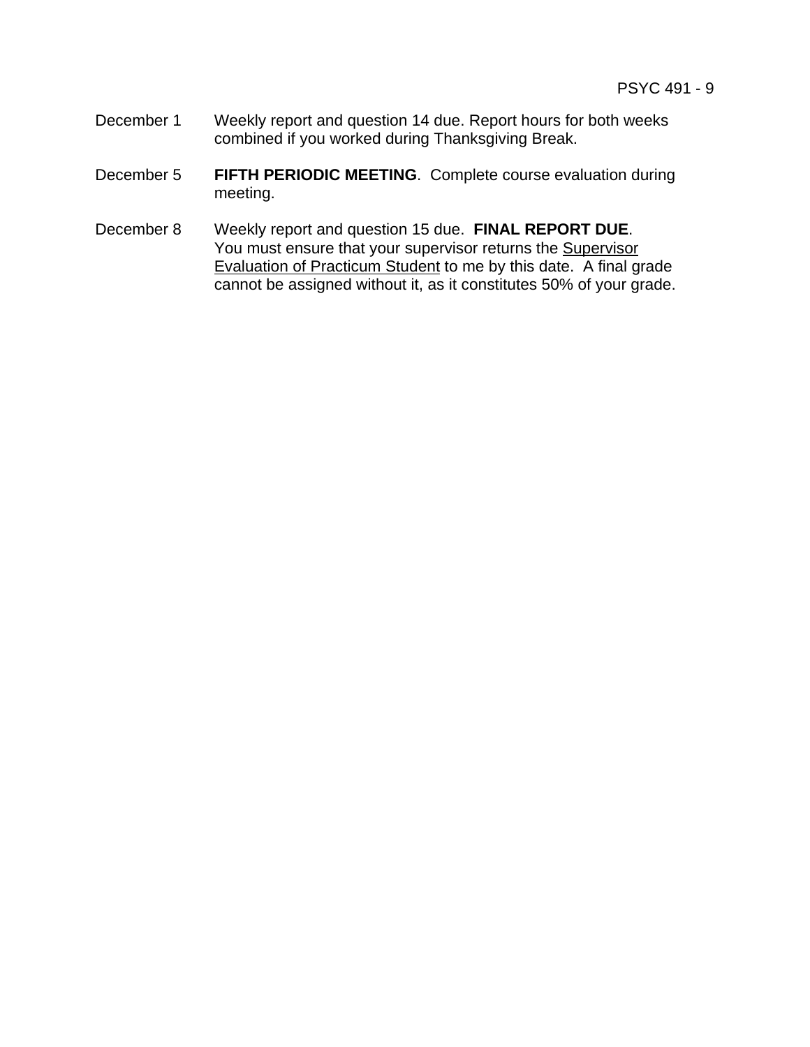December 1 Weekly report and question 14 due. Report hours for both weeks combined if you worked during Thanksgiving Break.

December 5 **FIFTH PERIODIC MEETING**. Complete course evaluation during meeting.

December 8 Weekly report and question 15 due. **FINAL REPORT DUE**. You must ensure that your supervisor returns the Supervisor Evaluation of Practicum Student to me by this date. A final grade cannot be assigned without it, as it constitutes 50% of your grade.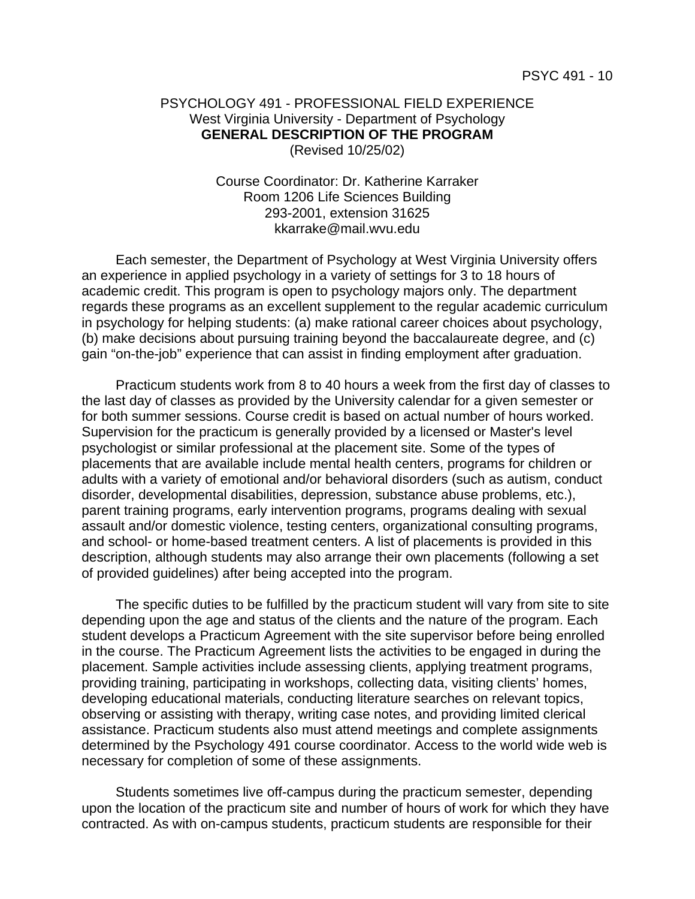# PSYCHOLOGY 491 - PROFESSIONAL FIELD EXPERIENCE

West Virginia University - Department of Psychology

**GENERAL DESCRIPTION OF THE PROGRAM**

(Revised 10/25/02)

Course Coordinator: Dr. Katherine Karraker
Room 1206 Life Sciences Building
293-2001, extension 31625
kkarrake@mail.wvu.edu

Each semester, the Department of Psychology at West Virginia University offers an experience in applied psychology in a variety of settings for 3 to 18 hours of academic credit. This program is open to psychology majors only. The department regards these programs as an excellent supplement to the regular academic curriculum in psychology for helping students: (a) make rational career choices about psychology, (b) make decisions about pursuing training beyond the baccalaureate degree, and (c) gain "on-the-job" experience that can assist in finding employment after graduation.

Practicum students work from 8 to 40 hours a week from the first day of classes to the last day of classes as provided by the University calendar for a given semester or for both summer sessions. Course credit is based on actual number of hours worked. Supervision for the practicum is generally provided by a licensed or Master's level psychologist or similar professional at the placement site. Some of the types of placements that are available include mental health centers, programs for children or adults with a variety of emotional and/or behavioral disorders (such as autism, conduct disorder, developmental disabilities, depression, substance abuse problems, etc.), parent training programs, early intervention programs, programs dealing with sexual assault and/or domestic violence, testing centers, organizational consulting programs, and school- or home-based treatment centers. A list of placements is provided in this description, although students may also arrange their own placements (following a set of provided guidelines) after being accepted into the program.

The specific duties to be fulfilled by the practicum student will vary from site to site depending upon the age and status of the clients and the nature of the program. Each student develops a Practicum Agreement with the site supervisor before being enrolled in the course. The Practicum Agreement lists the activities to be engaged in during the placement. Sample activities include assessing clients, applying treatment programs, providing training, participating in workshops, collecting data, visiting clients' homes, developing educational materials, conducting literature searches on relevant topics, observing or assisting with therapy, writing case notes, and providing limited clerical assistance. Practicum students also must attend meetings and complete assignments determined by the Psychology 491 course coordinator. Access to the world wide web is necessary for completion of some of these assignments.

Students sometimes live off-campus during the practicum semester, depending upon the location of the practicum site and number of hours of work for which they have contracted. As with on-campus students, practicum students are responsible for their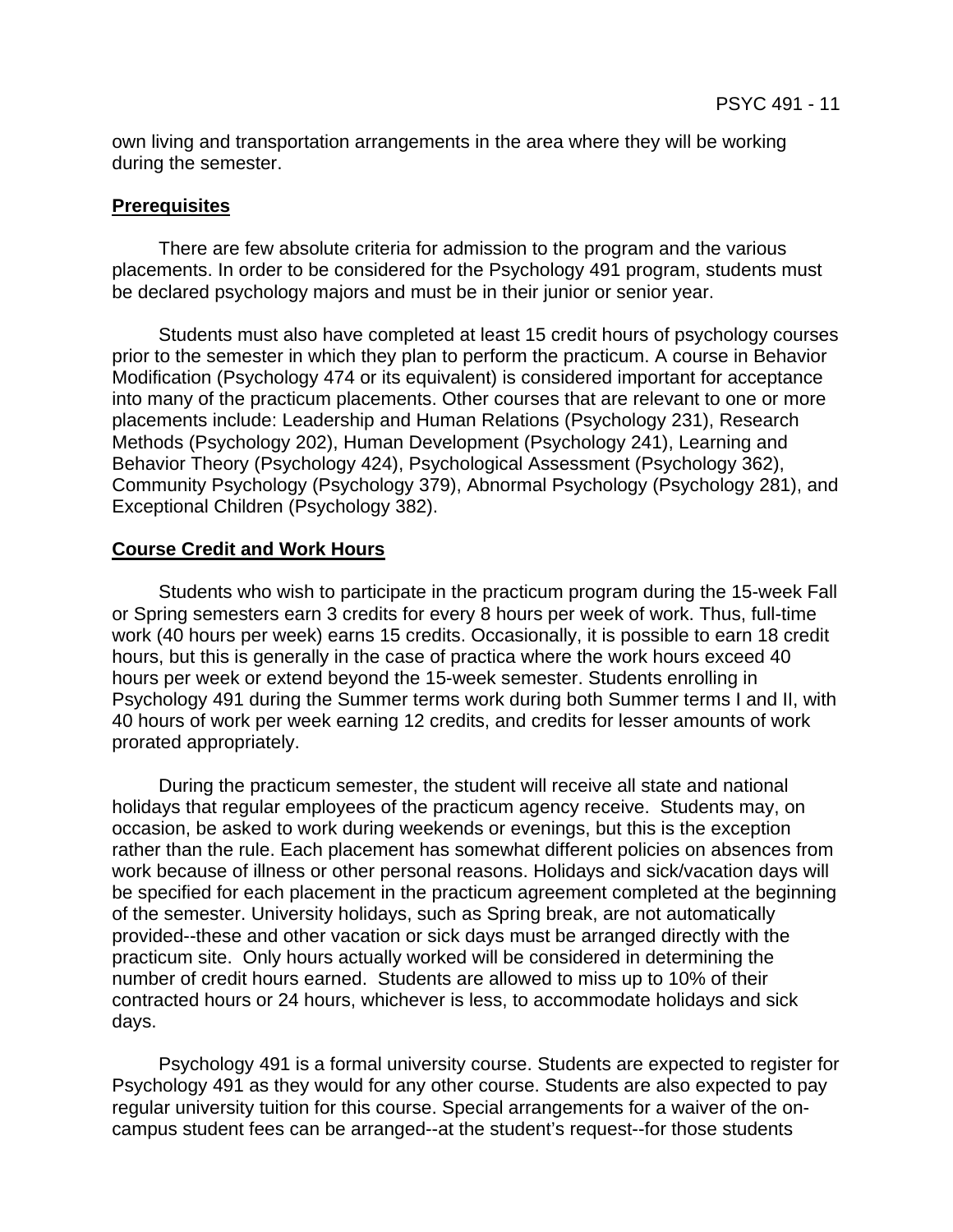own living and transportation arrangements in the area where they will be working during the semester.

**Prerequisites**

There are few absolute criteria for admission to the program and the various placements. In order to be considered for the Psychology 491 program, students must be declared psychology majors and must be in their junior or senior year.

Students must also have completed at least 15 credit hours of psychology courses prior to the semester in which they plan to perform the practicum. A course in Behavior Modification (Psychology 474 or its equivalent) is considered important for acceptance into many of the practicum placements. Other courses that are relevant to one or more placements include: Leadership and Human Relations (Psychology 231), Research Methods (Psychology 202), Human Development (Psychology 241), Learning and Behavior Theory (Psychology 424), Psychological Assessment (Psychology 362), Community Psychology (Psychology 379), Abnormal Psychology (Psychology 281), and Exceptional Children (Psychology 382).

**Course Credit and Work Hours**

Students who wish to participate in the practicum program during the 15-week Fall or Spring semesters earn 3 credits for every 8 hours per week of work. Thus, full-time work (40 hours per week) earns 15 credits. Occasionally, it is possible to earn 18 credit hours, but this is generally in the case of practica where the work hours exceed 40 hours per week or extend beyond the 15-week semester. Students enrolling in Psychology 491 during the Summer terms work during both Summer terms I and II, with 40 hours of work per week earning 12 credits, and credits for lesser amounts of work prorated appropriately.

During the practicum semester, the student will receive all state and national holidays that regular employees of the practicum agency receive. Students may, on occasion, be asked to work during weekends or evenings, but this is the exception rather than the rule. Each placement has somewhat different policies on absences from work because of illness or other personal reasons. Holidays and sick/vacation days will be specified for each placement in the practicum agreement completed at the beginning of the semester. University holidays, such as Spring break, are not automatically provided--these and other vacation or sick days must be arranged directly with the practicum site. Only hours actually worked will be considered in determining the number of credit hours earned. Students are allowed to miss up to 10% of their contracted hours or 24 hours, whichever is less, to accommodate holidays and sick days.

Psychology 491 is a formal university course. Students are expected to register for Psychology 491 as they would for any other course. Students are also expected to pay regular university tuition for this course. Special arrangements for a waiver of the on-campus student fees can be arranged--at the student's request--for those students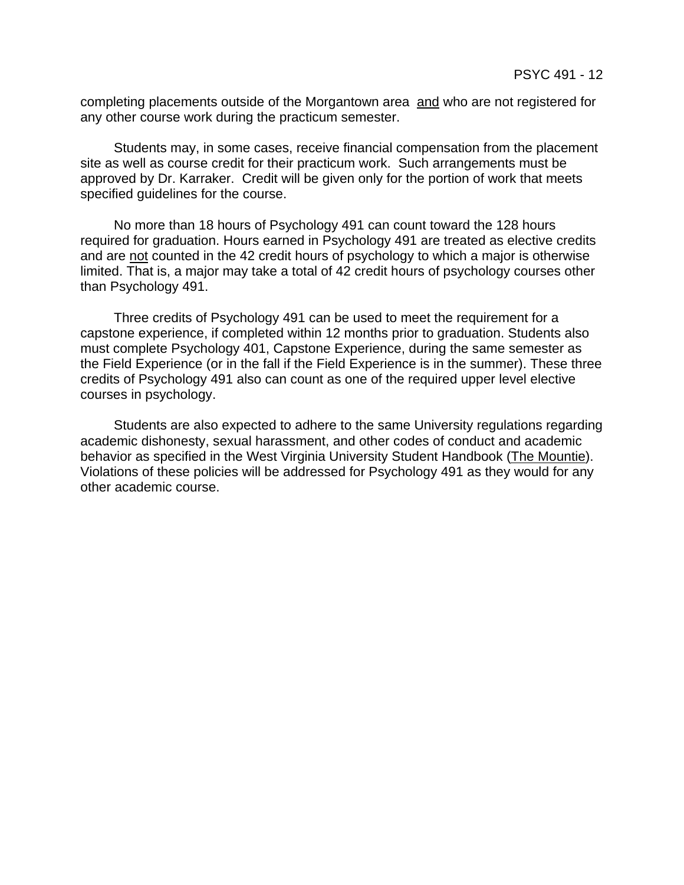completing placements outside of the Morgantown area <u>and</u> who are not registered for any other course work during the practicum semester.

Students may, in some cases, receive financial compensation from the placement site as well as course credit for their practicum work. Such arrangements must be approved by Dr. Karraker. Credit will be given only for the portion of work that meets specified guidelines for the course.

No more than 18 hours of Psychology 491 can count toward the 128 hours required for graduation. Hours earned in Psychology 491 are treated as elective credits and are <u>not</u> counted in the 42 credit hours of psychology to which a major is otherwise limited. That is, a major may take a total of 42 credit hours of psychology courses other than Psychology 491.

Three credits of Psychology 491 can be used to meet the requirement for a capstone experience, if completed within 12 months prior to graduation. Students also must complete Psychology 401, Capstone Experience, during the same semester as the Field Experience (or in the fall if the Field Experience is in the summer). These three credits of Psychology 491 also can count as one of the required upper level elective courses in psychology.

Students are also expected to adhere to the same University regulations regarding academic dishonesty, sexual harassment, and other codes of conduct and academic behavior as specified in the West Virginia University Student Handbook (<u>The Mountie</u>). Violations of these policies will be addressed for Psychology 491 as they would for any other academic course.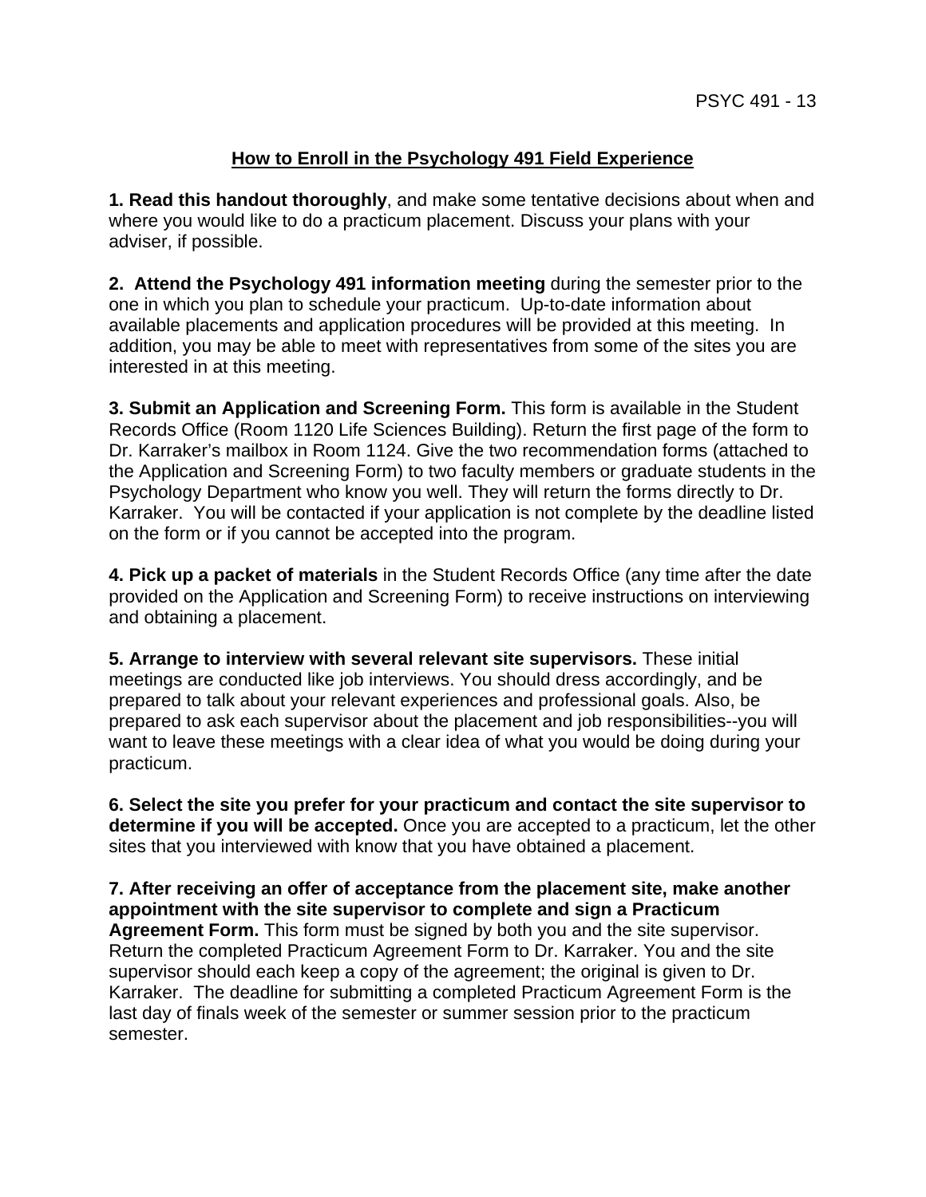## How to Enroll in the Psychology 491 Field Experience

**1. Read this handout thoroughly**, and make some tentative decisions about when and where you would like to do a practicum placement. Discuss your plans with your adviser, if possible.

**2. Attend the Psychology 491 information meeting** during the semester prior to the one in which you plan to schedule your practicum. Up-to-date information about available placements and application procedures will be provided at this meeting. In addition, you may be able to meet with representatives from some of the sites you are interested in at this meeting.

**3. Submit an Application and Screening Form.** This form is available in the Student Records Office (Room 1120 Life Sciences Building). Return the first page of the form to Dr. Karraker's mailbox in Room 1124. Give the two recommendation forms (attached to the Application and Screening Form) to two faculty members or graduate students in the Psychology Department who know you well. They will return the forms directly to Dr. Karraker. You will be contacted if your application is not complete by the deadline listed on the form or if you cannot be accepted into the program.

**4. Pick up a packet of materials** in the Student Records Office (any time after the date provided on the Application and Screening Form) to receive instructions on interviewing and obtaining a placement.

**5. Arrange to interview with several relevant site supervisors.** These initial meetings are conducted like job interviews. You should dress accordingly, and be prepared to talk about your relevant experiences and professional goals. Also, be prepared to ask each supervisor about the placement and job responsibilities--you will want to leave these meetings with a clear idea of what you would be doing during your practicum.

**6. Select the site you prefer for your practicum and contact the site supervisor to determine if you will be accepted.** Once you are accepted to a practicum, let the other sites that you interviewed with know that you have obtained a placement.

**7. After receiving an offer of acceptance from the placement site, make another appointment with the site supervisor to complete and sign a Practicum Agreement Form.** This form must be signed by both you and the site supervisor. Return the completed Practicum Agreement Form to Dr. Karraker. You and the site supervisor should each keep a copy of the agreement; the original is given to Dr. Karraker. The deadline for submitting a completed Practicum Agreement Form is the last day of finals week of the semester or summer session prior to the practicum semester.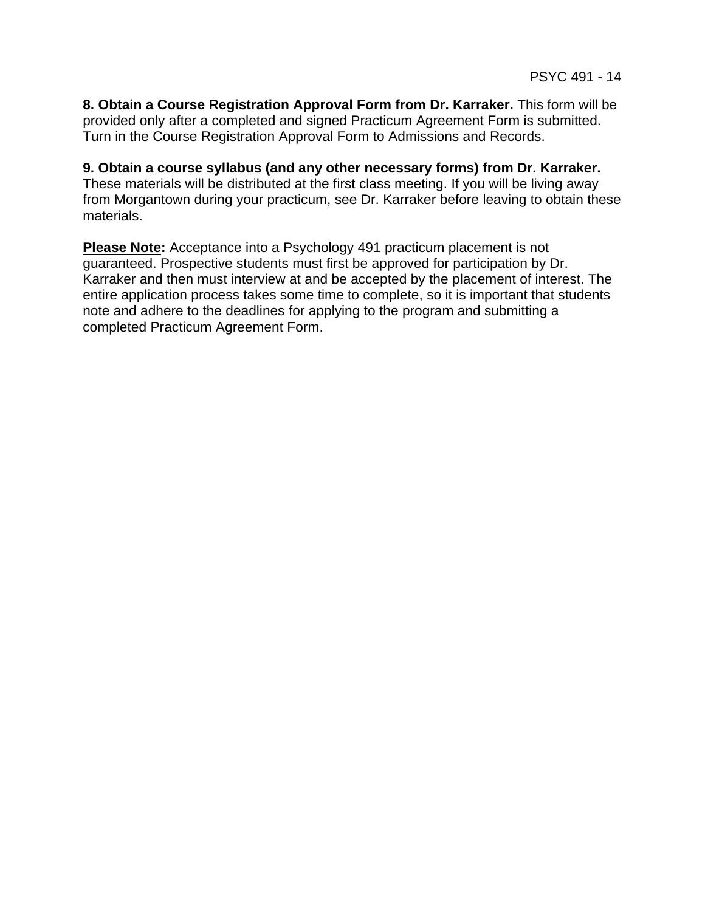**8. Obtain a Course Registration Approval Form from Dr. Karraker.** This form will be provided only after a completed and signed Practicum Agreement Form is submitted. Turn in the Course Registration Approval Form to Admissions and Records.

**9. Obtain a course syllabus (and any other necessary forms) from Dr. Karraker.** These materials will be distributed at the first class meeting. If you will be living away from Morgantown during your practicum, see Dr. Karraker before leaving to obtain these materials.

**Please Note:** Acceptance into a Psychology 491 practicum placement is not guaranteed. Prospective students must first be approved for participation by Dr. Karraker and then must interview at and be accepted by the placement of interest. The entire application process takes some time to complete, so it is important that students note and adhere to the deadlines for applying to the program and submitting a completed Practicum Agreement Form.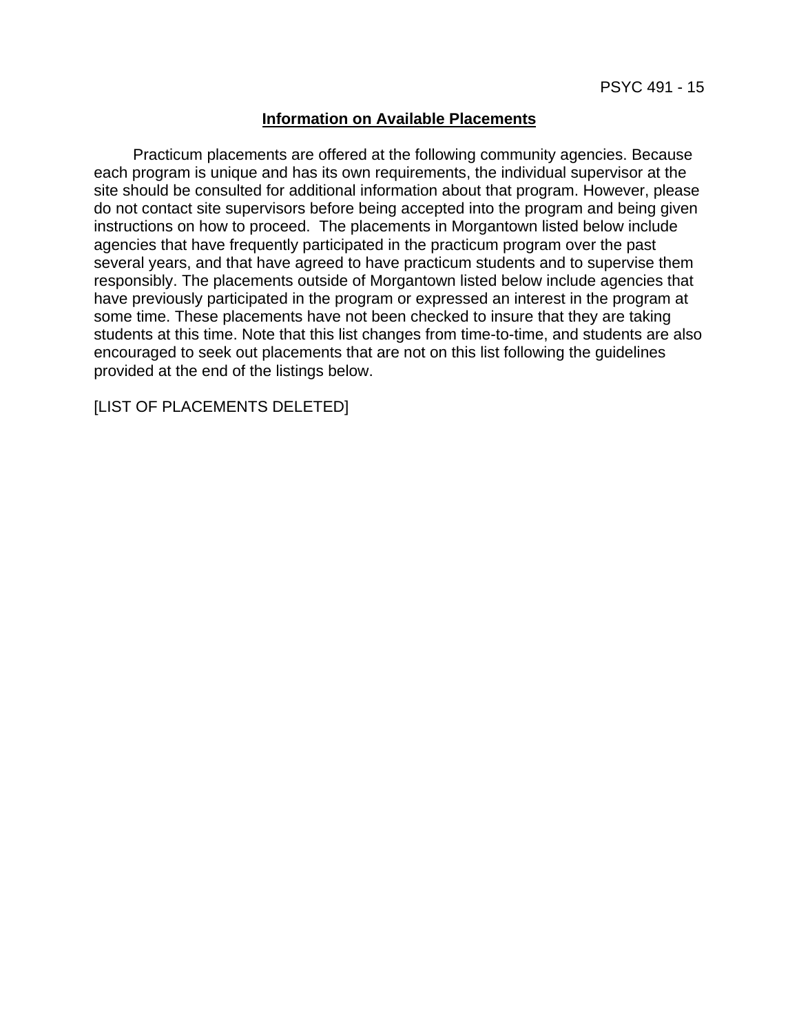## Information on Available Placements

Practicum placements are offered at the following community agencies. Because each program is unique and has its own requirements, the individual supervisor at the site should be consulted for additional information about that program. However, please do not contact site supervisors before being accepted into the program and being given instructions on how to proceed. The placements in Morgantown listed below include agencies that have frequently participated in the practicum program over the past several years, and that have agreed to have practicum students and to supervise them responsibly. The placements outside of Morgantown listed below include agencies that have previously participated in the program or expressed an interest in the program at some time. These placements have not been checked to insure that they are taking students at this time. Note that this list changes from time-to-time, and students are also encouraged to seek out placements that are not on this list following the guidelines provided at the end of the listings below.

[LIST OF PLACEMENTS DELETED]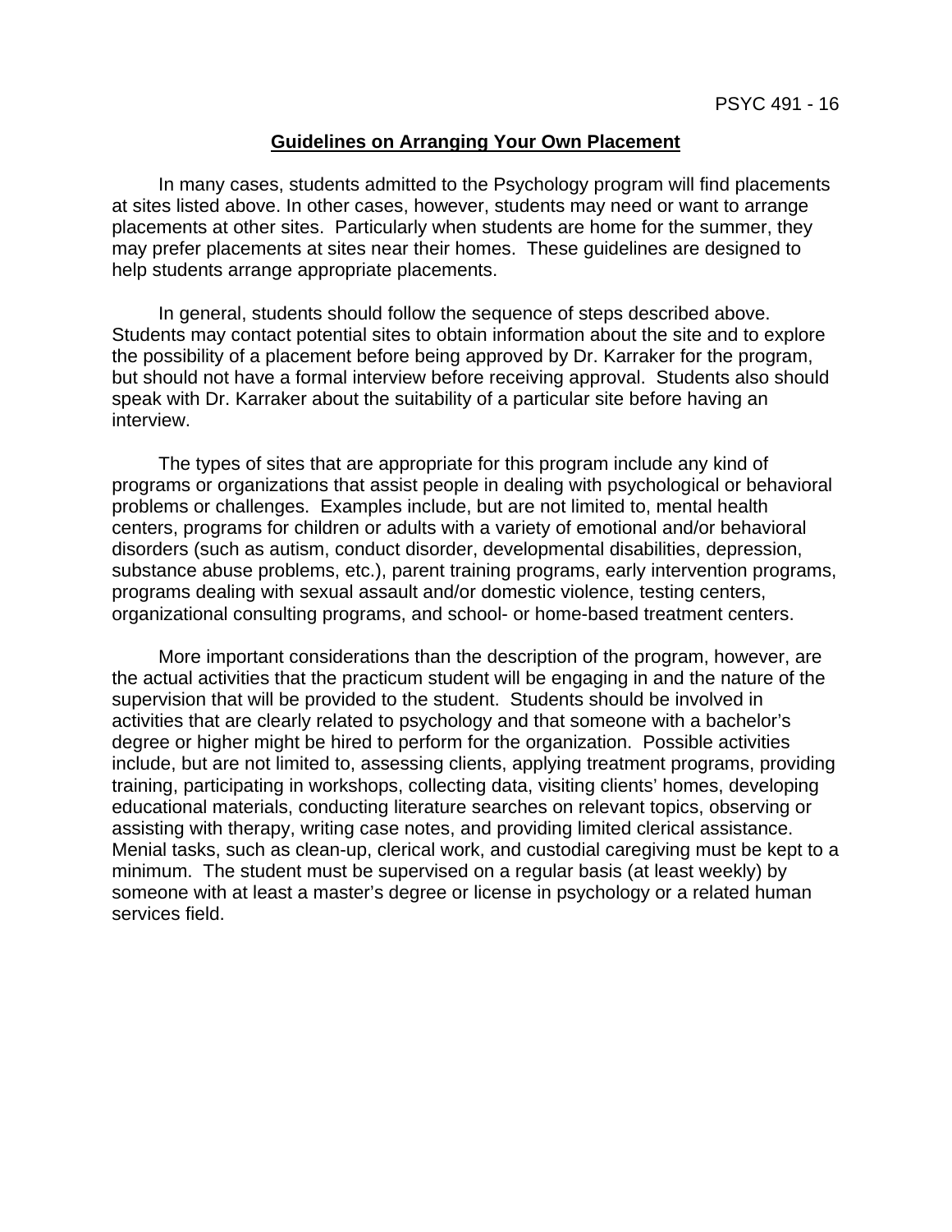## Guidelines on Arranging Your Own Placement

In many cases, students admitted to the Psychology program will find placements at sites listed above. In other cases, however, students may need or want to arrange placements at other sites. Particularly when students are home for the summer, they may prefer placements at sites near their homes. These guidelines are designed to help students arrange appropriate placements.

In general, students should follow the sequence of steps described above. Students may contact potential sites to obtain information about the site and to explore the possibility of a placement before being approved by Dr. Karraker for the program, but should not have a formal interview before receiving approval. Students also should speak with Dr. Karraker about the suitability of a particular site before having an interview.

The types of sites that are appropriate for this program include any kind of programs or organizations that assist people in dealing with psychological or behavioral problems or challenges. Examples include, but are not limited to, mental health centers, programs for children or adults with a variety of emotional and/or behavioral disorders (such as autism, conduct disorder, developmental disabilities, depression, substance abuse problems, etc.), parent training programs, early intervention programs, programs dealing with sexual assault and/or domestic violence, testing centers, organizational consulting programs, and school- or home-based treatment centers.

More important considerations than the description of the program, however, are the actual activities that the practicum student will be engaging in and the nature of the supervision that will be provided to the student. Students should be involved in activities that are clearly related to psychology and that someone with a bachelor's degree or higher might be hired to perform for the organization. Possible activities include, but are not limited to, assessing clients, applying treatment programs, providing training, participating in workshops, collecting data, visiting clients' homes, developing educational materials, conducting literature searches on relevant topics, observing or assisting with therapy, writing case notes, and providing limited clerical assistance. Menial tasks, such as clean-up, clerical work, and custodial caregiving must be kept to a minimum. The student must be supervised on a regular basis (at least weekly) by someone with at least a master's degree or license in psychology or a related human services field.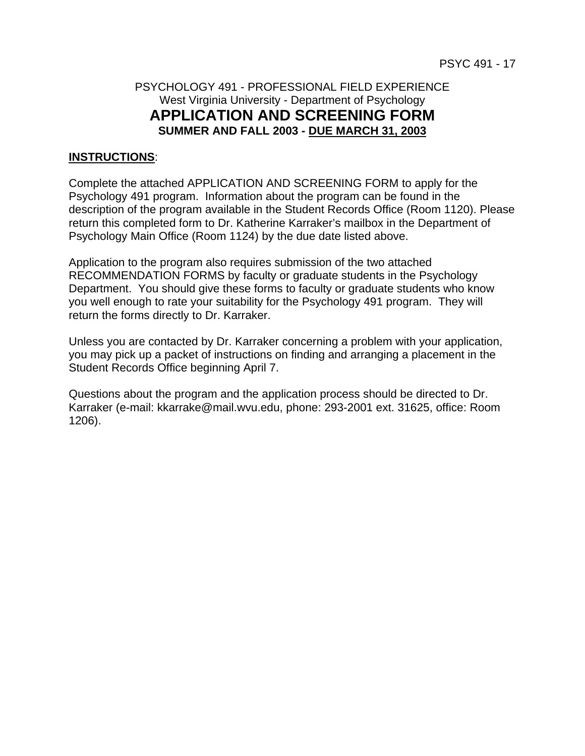PSYCHOLOGY 491 - PROFESSIONAL FIELD EXPERIENCE
West Virginia University - Department of Psychology

# APPLICATION AND SCREENING FORM

**SUMMER AND FALL 2003 - <u>DUE MARCH 31, 2003</u>**

**<u>INSTRUCTIONS</u>**:

Complete the attached APPLICATION AND SCREENING FORM to apply for the Psychology 491 program. Information about the program can be found in the description of the program available in the Student Records Office (Room 1120). Please return this completed form to Dr. Katherine Karraker's mailbox in the Department of Psychology Main Office (Room 1124) by the due date listed above.

Application to the program also requires submission of the two attached RECOMMENDATION FORMS by faculty or graduate students in the Psychology Department. You should give these forms to faculty or graduate students who know you well enough to rate your suitability for the Psychology 491 program. They will return the forms directly to Dr. Karraker.

Unless you are contacted by Dr. Karraker concerning a problem with your application, you may pick up a packet of instructions on finding and arranging a placement in the Student Records Office beginning April 7.

Questions about the program and the application process should be directed to Dr. Karraker (e-mail: kkarrake@mail.wvu.edu, phone: 293-2001 ext. 31625, office: Room 1206).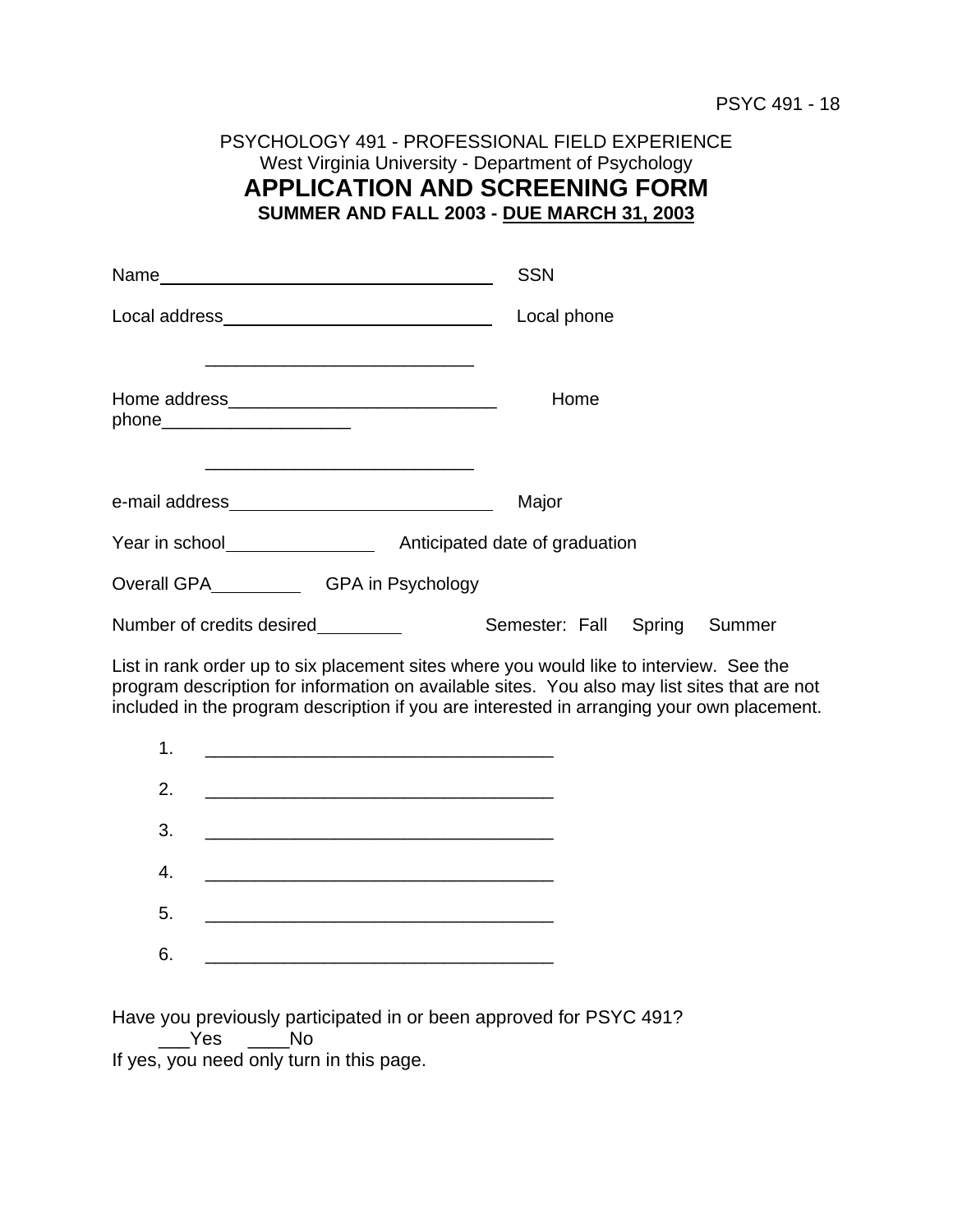PSYCHOLOGY 491 - PROFESSIONAL FIELD EXPERIENCE

West Virginia University - Department of Psychology

# APPLICATION AND SCREENING FORM

**SUMMER AND FALL 2003 - DUE MARCH 31, 2003**

Name________________________________ SSN

Local address___________________________ Local phone

___________________________

Home address___________________________ Home phone___________________

___________________________

e-mail address___________________________ Major

Year in school______________ Anticipated date of graduation

Overall GPA_________ GPA in Psychology

Number of credits desired________ Semester: Fall Spring Summer

List in rank order up to six placement sites where you would like to interview. See the program description for information on available sites. You also may list sites that are not included in the program description if you are interested in arranging your own placement.

1. ___________________________________
2. ___________________________________
3. ___________________________________
4. ___________________________________
5. ___________________________________
6. ___________________________________

Have you previously participated in or been approved for PSYC 491?

___Yes ____No

If yes, you need only turn in this page.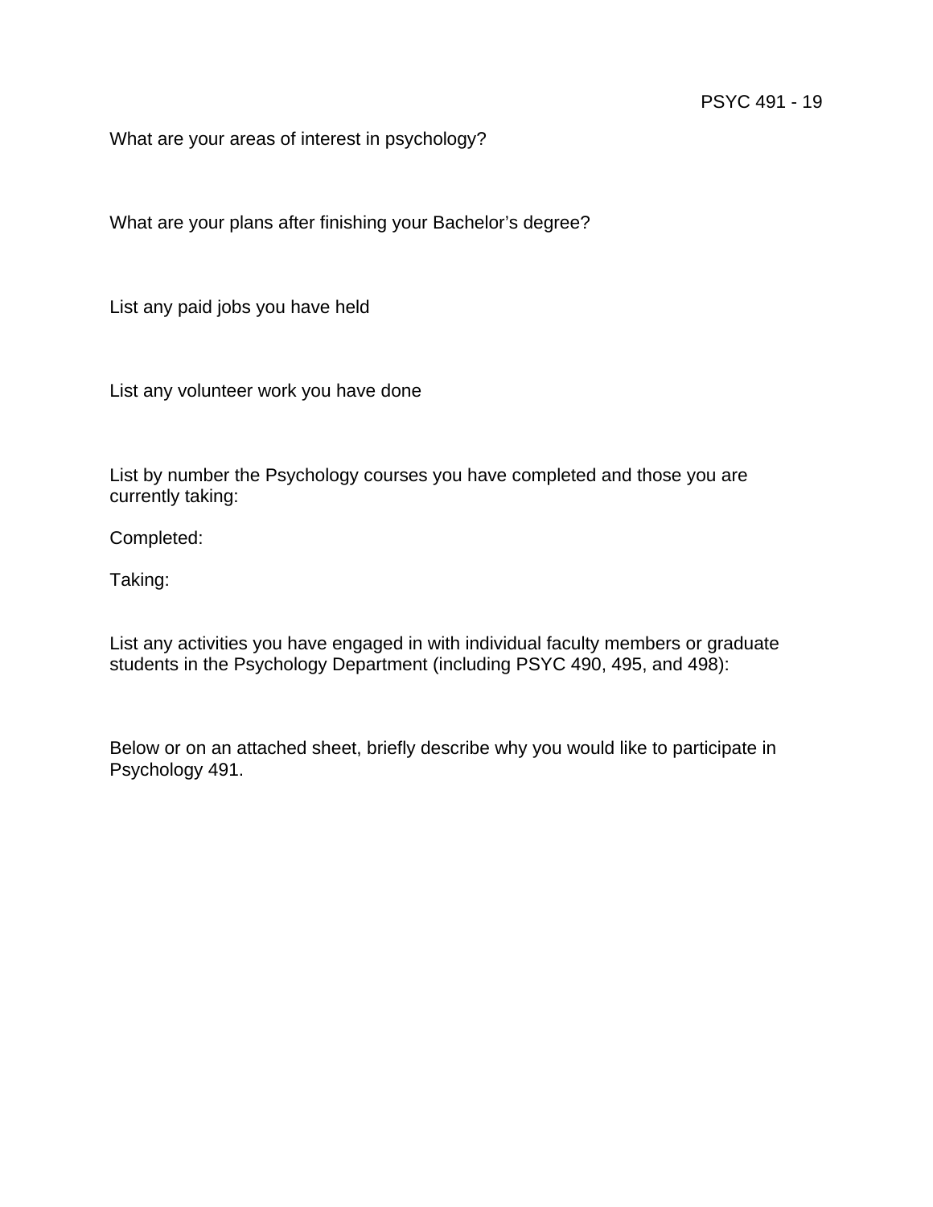What are your areas of interest in psychology?

What are your plans after finishing your Bachelor's degree?

List any paid jobs you have held

List any volunteer work you have done

List by number the Psychology courses you have completed and those you are currently taking:

Completed:

Taking:

List any activities you have engaged in with individual faculty members or graduate students in the Psychology Department (including PSYC 490, 495, and 498):

Below or on an attached sheet, briefly describe why you would like to participate in Psychology 491.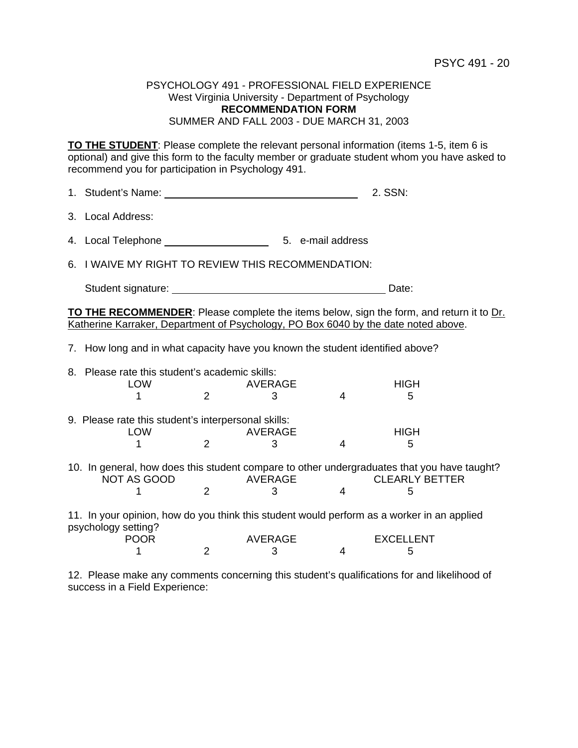PSYCHOLOGY 491 - PROFESSIONAL FIELD EXPERIENCE
West Virginia University - Department of Psychology
**RECOMMENDATION FORM**
SUMMER AND FALL 2003 - DUE MARCH 31, 2003

**TO THE STUDENT**: Please complete the relevant personal information (items 1-5, item 6 is optional) and give this form to the faculty member or graduate student whom you have asked to recommend you for participation in Psychology 491.

1. Student's Name: ______________________________ 2. SSN:

3. Local Address:

4. Local Telephone ________________ 5. e-mail address

6. I WAIVE MY RIGHT TO REVIEW THIS RECOMMENDATION:

   Student signature: ______________________________ Date:

**TO THE RECOMMENDER**: Please complete the items below, sign the form, and return it to Dr. Katherine Karraker, Department of Psychology, PO Box 6040 by the date noted above.

7. How long and in what capacity have you known the student identified above?

8. Please rate this student's academic skills:

| LOW | | AVERAGE | | HIGH |
|---|---|---|---|---|
| 1 | 2 | 3 | 4 | 5 |

9. Please rate this student's interpersonal skills:

| LOW | | AVERAGE | | HIGH |
|---|---|---|---|---|
| 1 | 2 | 3 | 4 | 5 |

10. In general, how does this student compare to other undergraduates that you have taught?

| NOT AS GOOD | | AVERAGE | | CLEARLY BETTER |
|---|---|---|---|---|
| 1 | 2 | 3 | 4 | 5 |

11. In your opinion, how do you think this student would perform as a worker in an applied psychology setting?

| POOR | | AVERAGE | | EXCELLENT |
|---|---|---|---|---|
| 1 | 2 | 3 | 4 | 5 |

12. Please make any comments concerning this student's qualifications for and likelihood of success in a Field Experience: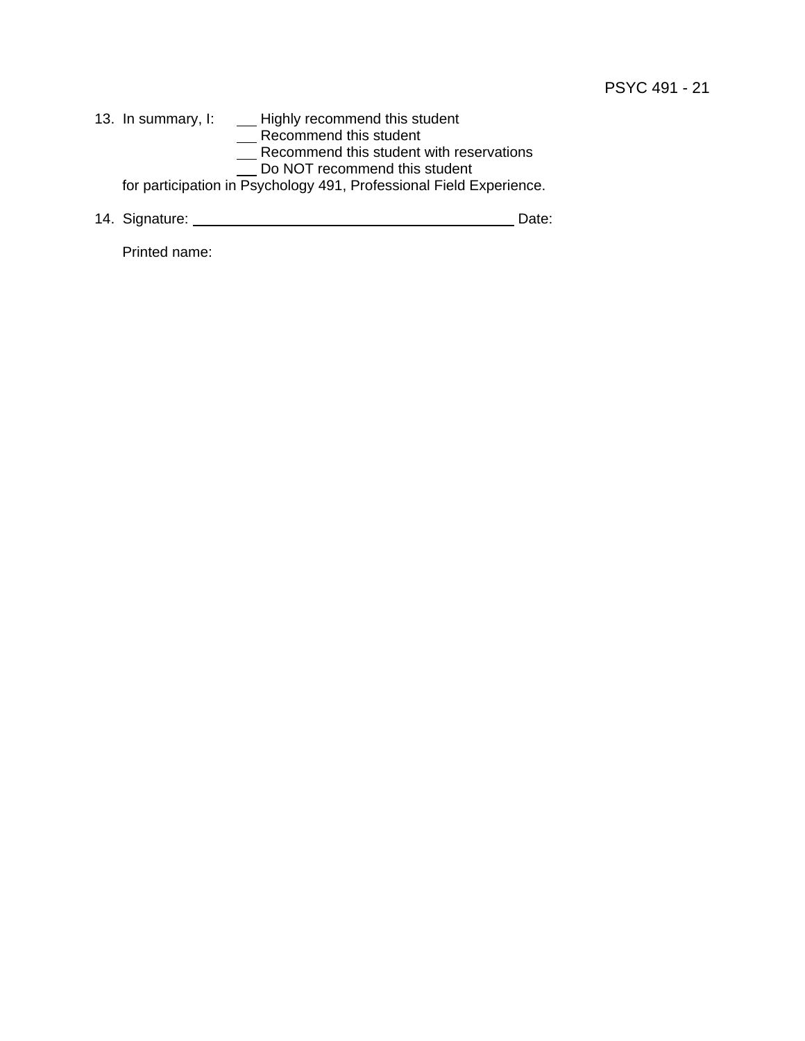13. In summary, I:

    ___ Highly recommend this student
    ___ Recommend this student
    ___ Recommend this student with reservations
    ___ Do NOT recommend this student

    for participation in Psychology 491, Professional Field Experience.

14. Signature: ________________________________________ Date:

    Printed name: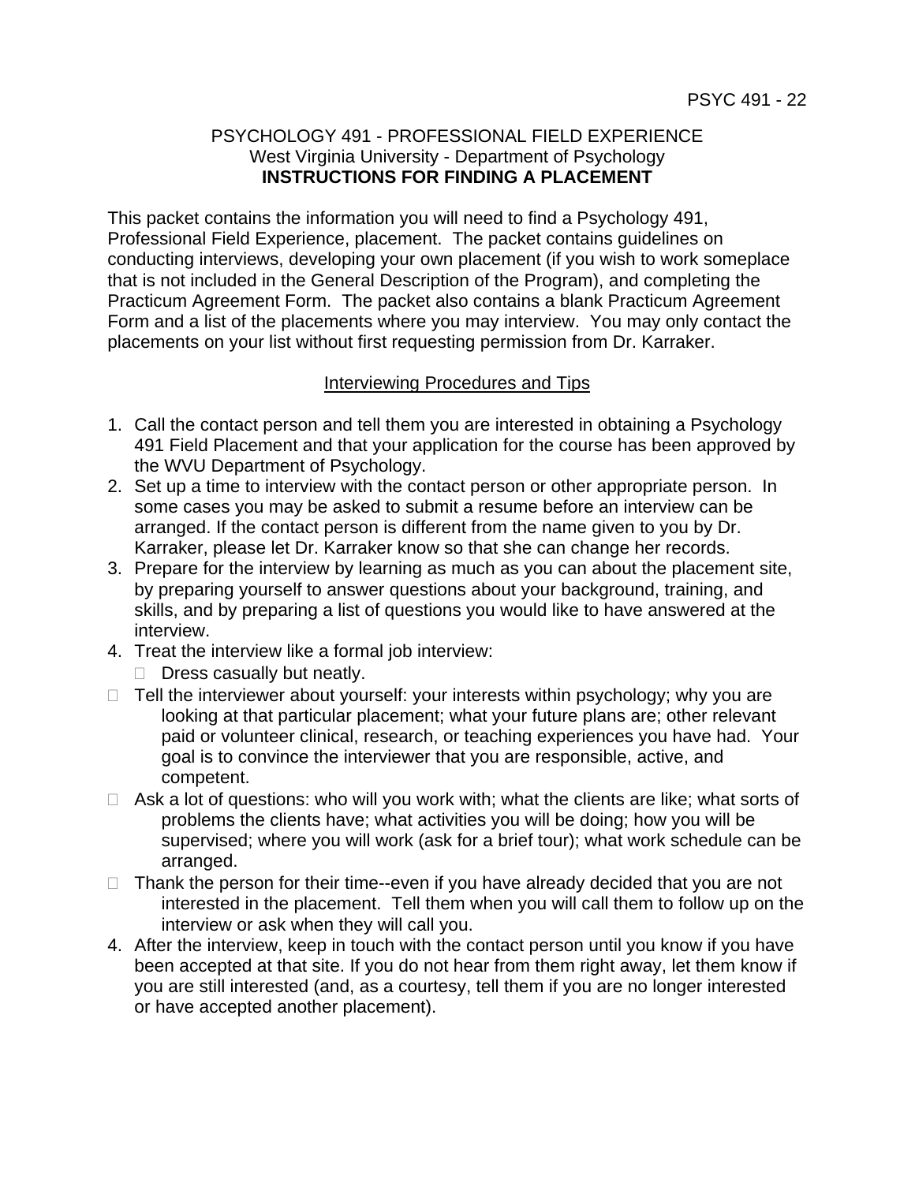PSYCHOLOGY 491 - PROFESSIONAL FIELD EXPERIENCE
West Virginia University - Department of Psychology
**INSTRUCTIONS FOR FINDING A PLACEMENT**

This packet contains the information you will need to find a Psychology 491, Professional Field Experience, placement. The packet contains guidelines on conducting interviews, developing your own placement (if you wish to work someplace that is not included in the General Description of the Program), and completing the Practicum Agreement Form. The packet also contains a blank Practicum Agreement Form and a list of the placements where you may interview. You may only contact the placements on your list without first requesting permission from Dr. Karraker.

## Interviewing Procedures and Tips

1. Call the contact person and tell them you are interested in obtaining a Psychology 491 Field Placement and that your application for the course has been approved by the WVU Department of Psychology.
2. Set up a time to interview with the contact person or other appropriate person. In some cases you may be asked to submit a resume before an interview can be arranged. If the contact person is different from the name given to you by Dr. Karraker, please let Dr. Karraker know so that she can change her records.
3. Prepare for the interview by learning as much as you can about the placement site, by preparing yourself to answer questions about your background, training, and skills, and by preparing a list of questions you would like to have answered at the interview.
4. Treat the interview like a formal job interview:
   - Dress casually but neatly.
   - Tell the interviewer about yourself: your interests within psychology; why you are looking at that particular placement; what your future plans are; other relevant paid or volunteer clinical, research, or teaching experiences you have had. Your goal is to convince the interviewer that you are responsible, active, and competent.
   - Ask a lot of questions: who will you work with; what the clients are like; what sorts of problems the clients have; what activities you will be doing; how you will be supervised; where you will work (ask for a brief tour); what work schedule can be arranged.
   - Thank the person for their time--even if you have already decided that you are not interested in the placement. Tell them when you will call them to follow up on the interview or ask when they will call you.
4. After the interview, keep in touch with the contact person until you know if you have been accepted at that site. If you do not hear from them right away, let them know if you are still interested (and, as a courtesy, tell them if you are no longer interested or have accepted another placement).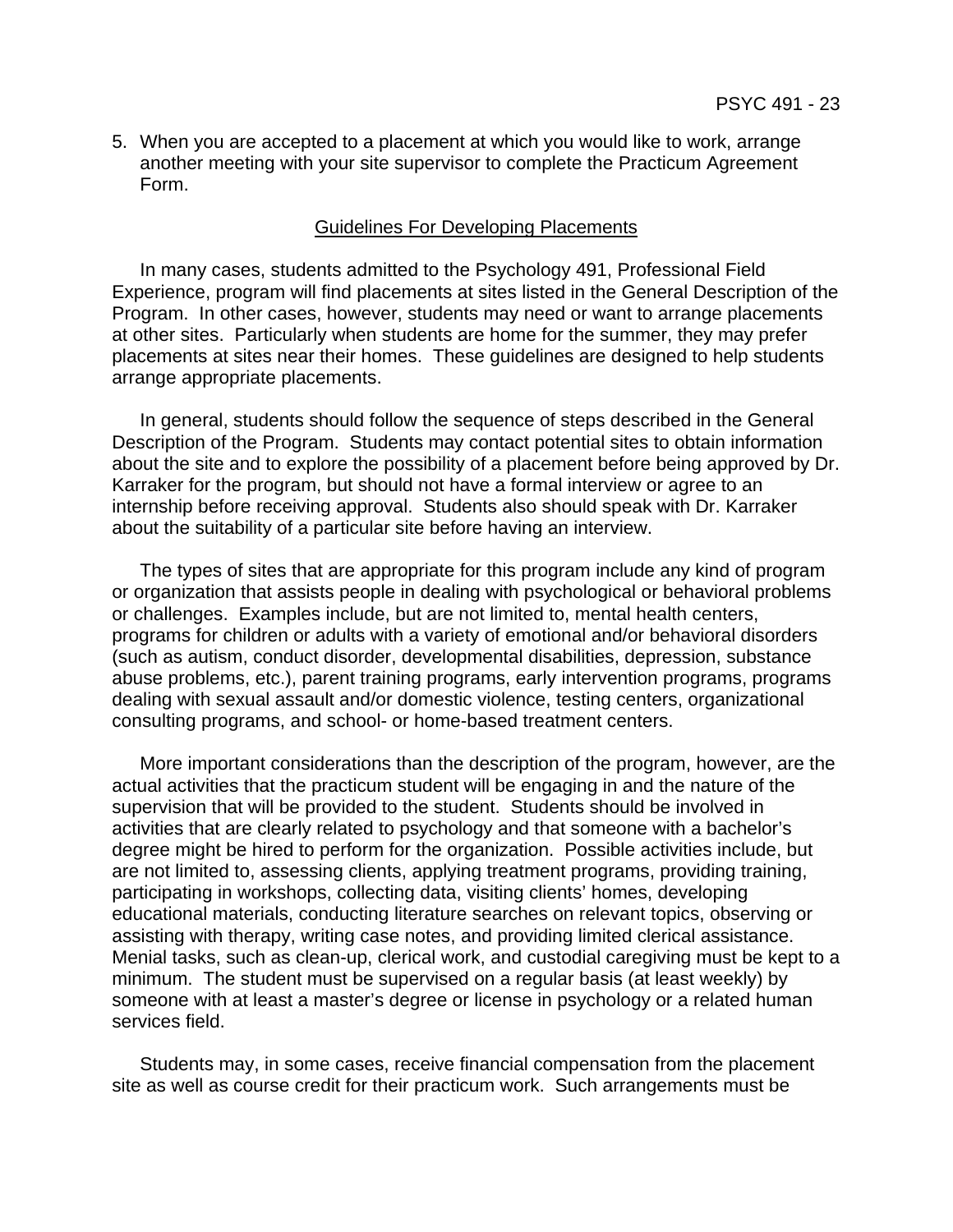5. When you are accepted to a placement at which you would like to work, arrange another meeting with your site supervisor to complete the Practicum Agreement Form.

## Guidelines For Developing Placements

In many cases, students admitted to the Psychology 491, Professional Field Experience, program will find placements at sites listed in the General Description of the Program. In other cases, however, students may need or want to arrange placements at other sites. Particularly when students are home for the summer, they may prefer placements at sites near their homes. These guidelines are designed to help students arrange appropriate placements.

In general, students should follow the sequence of steps described in the General Description of the Program. Students may contact potential sites to obtain information about the site and to explore the possibility of a placement before being approved by Dr. Karraker for the program, but should not have a formal interview or agree to an internship before receiving approval. Students also should speak with Dr. Karraker about the suitability of a particular site before having an interview.

The types of sites that are appropriate for this program include any kind of program or organization that assists people in dealing with psychological or behavioral problems or challenges. Examples include, but are not limited to, mental health centers, programs for children or adults with a variety of emotional and/or behavioral disorders (such as autism, conduct disorder, developmental disabilities, depression, substance abuse problems, etc.), parent training programs, early intervention programs, programs dealing with sexual assault and/or domestic violence, testing centers, organizational consulting programs, and school- or home-based treatment centers.

More important considerations than the description of the program, however, are the actual activities that the practicum student will be engaging in and the nature of the supervision that will be provided to the student. Students should be involved in activities that are clearly related to psychology and that someone with a bachelor's degree might be hired to perform for the organization. Possible activities include, but are not limited to, assessing clients, applying treatment programs, providing training, participating in workshops, collecting data, visiting clients' homes, developing educational materials, conducting literature searches on relevant topics, observing or assisting with therapy, writing case notes, and providing limited clerical assistance. Menial tasks, such as clean-up, clerical work, and custodial caregiving must be kept to a minimum. The student must be supervised on a regular basis (at least weekly) by someone with at least a master's degree or license in psychology or a related human services field.

Students may, in some cases, receive financial compensation from the placement site as well as course credit for their practicum work. Such arrangements must be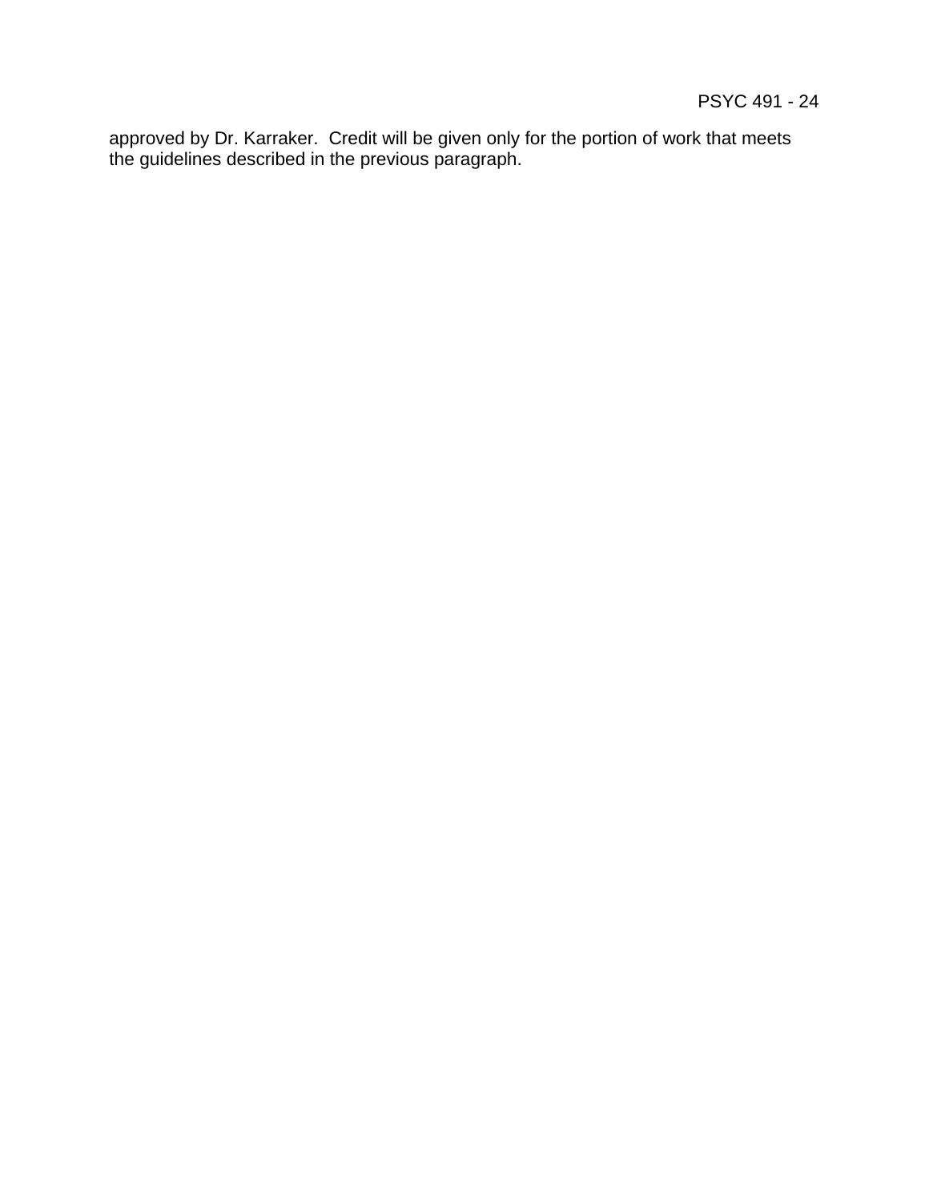approved by Dr. Karraker. Credit will be given only for the portion of work that meets the guidelines described in the previous paragraph.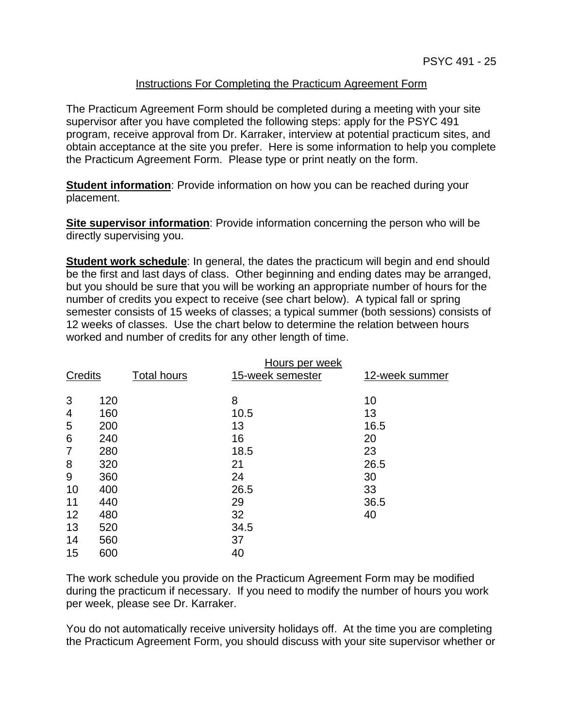## Instructions For Completing the Practicum Agreement Form

The Practicum Agreement Form should be completed during a meeting with your site supervisor after you have completed the following steps: apply for the PSYC 491 program, receive approval from Dr. Karraker, interview at potential practicum sites, and obtain acceptance at the site you prefer. Here is some information to help you complete the Practicum Agreement Form. Please type or print neatly on the form.

**Student information**: Provide information on how you can be reached during your placement.

**Site supervisor information**: Provide information concerning the person who will be directly supervising you.

**Student work schedule**: In general, the dates the practicum will begin and end should be the first and last days of class. Other beginning and ending dates may be arranged, but you should be sure that you will be working an appropriate number of hours for the number of credits you expect to receive (see chart below). A typical fall or spring semester consists of 15 weeks of classes; a typical summer (both sessions) consists of 12 weeks of classes. Use the chart below to determine the relation between hours worked and number of credits for any other length of time.

| | | Hours per week | |
|---|---|---|---|
| Credits | Total hours | 15-week semester | 12-week summer |
| 3 | 120 | 8 | 10 |
| 4 | 160 | 10.5 | 13 |
| 5 | 200 | 13 | 16.5 |
| 6 | 240 | 16 | 20 |
| 7 | 280 | 18.5 | 23 |
| 8 | 320 | 21 | 26.5 |
| 9 | 360 | 24 | 30 |
| 10 | 400 | 26.5 | 33 |
| 11 | 440 | 29 | 36.5 |
| 12 | 480 | 32 | 40 |
| 13 | 520 | 34.5 | |
| 14 | 560 | 37 | |
| 15 | 600 | 40 | |

The work schedule you provide on the Practicum Agreement Form may be modified during the practicum if necessary. If you need to modify the number of hours you work per week, please see Dr. Karraker.

You do not automatically receive university holidays off. At the time you are completing the Practicum Agreement Form, you should discuss with your site supervisor whether or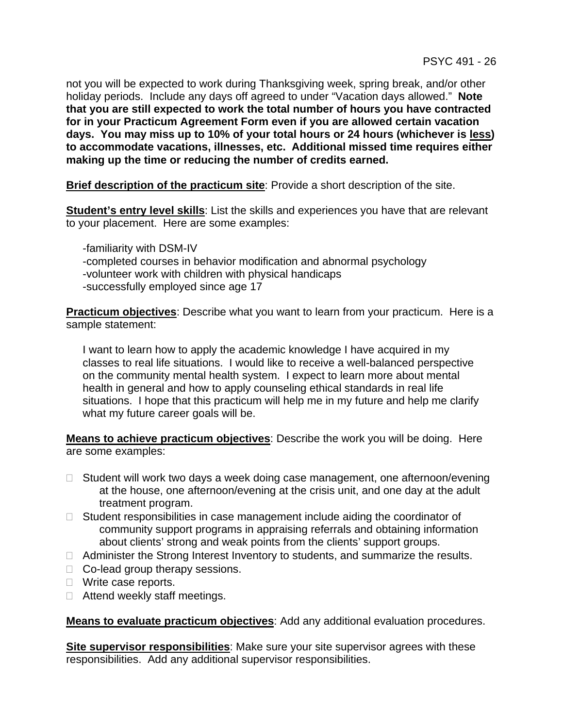not you will be expected to work during Thanksgiving week, spring break, and/or other holiday periods. Include any days off agreed to under "Vacation days allowed." **Note that you are still expected to work the total number of hours you have contracted for in your Practicum Agreement Form even if you are allowed certain vacation days. You may miss up to 10% of your total hours or 24 hours (whichever is <u>less</u>) to accommodate vacations, illnesses, etc. Additional missed time requires either making up the time or reducing the number of credits earned.**

**<u>Brief description of the practicum site</u>**: Provide a short description of the site.

**<u>Student's entry level skills</u>**: List the skills and experiences you have that are relevant to your placement. Here are some examples:

-familiarity with DSM-IV
-completed courses in behavior modification and abnormal psychology
-volunteer work with children with physical handicaps
-successfully employed since age 17

**<u>Practicum objectives</u>**: Describe what you want to learn from your practicum. Here is a sample statement:

I want to learn how to apply the academic knowledge I have acquired in my classes to real life situations. I would like to receive a well-balanced perspective on the community mental health system. I expect to learn more about mental health in general and how to apply counseling ethical standards in real life situations. I hope that this practicum will help me in my future and help me clarify what my future career goals will be.

**<u>Means to achieve practicum objectives</u>**: Describe the work you will be doing. Here are some examples:

- Student will work two days a week doing case management, one afternoon/evening at the house, one afternoon/evening at the crisis unit, and one day at the adult treatment program.
- Student responsibilities in case management include aiding the coordinator of community support programs in appraising referrals and obtaining information about clients' strong and weak points from the clients' support groups.
- Administer the Strong Interest Inventory to students, and summarize the results.
- Co-lead group therapy sessions.
- Write case reports.
- Attend weekly staff meetings.

**<u>Means to evaluate practicum objectives</u>**: Add any additional evaluation procedures.

**<u>Site supervisor responsibilities</u>**: Make sure your site supervisor agrees with these responsibilities. Add any additional supervisor responsibilities.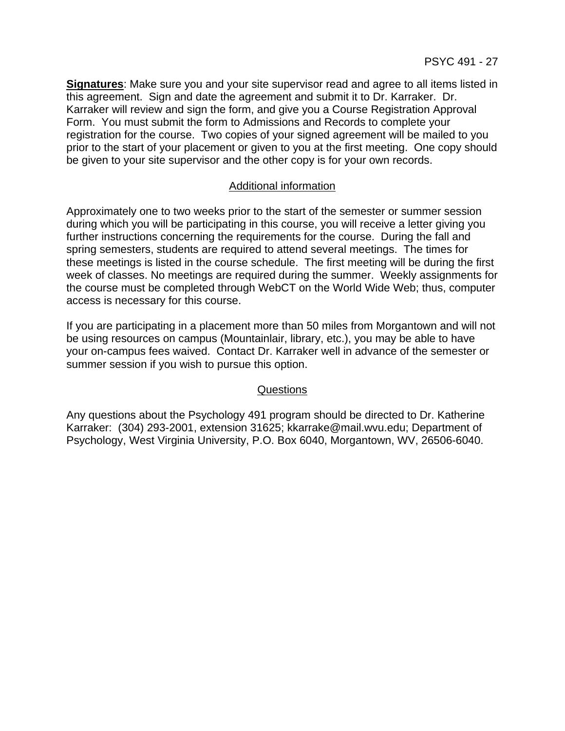**Signatures**: Make sure you and your site supervisor read and agree to all items listed in this agreement. Sign and date the agreement and submit it to Dr. Karraker. Dr. Karraker will review and sign the form, and give you a Course Registration Approval Form. You must submit the form to Admissions and Records to complete your registration for the course. Two copies of your signed agreement will be mailed to you prior to the start of your placement or given to you at the first meeting. One copy should be given to your site supervisor and the other copy is for your own records.

## Additional information

Approximately one to two weeks prior to the start of the semester or summer session during which you will be participating in this course, you will receive a letter giving you further instructions concerning the requirements for the course. During the fall and spring semesters, students are required to attend several meetings. The times for these meetings is listed in the course schedule. The first meeting will be during the first week of classes. No meetings are required during the summer. Weekly assignments for the course must be completed through WebCT on the World Wide Web; thus, computer access is necessary for this course.

If you are participating in a placement more than 50 miles from Morgantown and will not be using resources on campus (Mountainlair, library, etc.), you may be able to have your on-campus fees waived. Contact Dr. Karraker well in advance of the semester or summer session if you wish to pursue this option.

## Questions

Any questions about the Psychology 491 program should be directed to Dr. Katherine Karraker: (304) 293-2001, extension 31625; kkarrake@mail.wvu.edu; Department of Psychology, West Virginia University, P.O. Box 6040, Morgantown, WV, 26506-6040.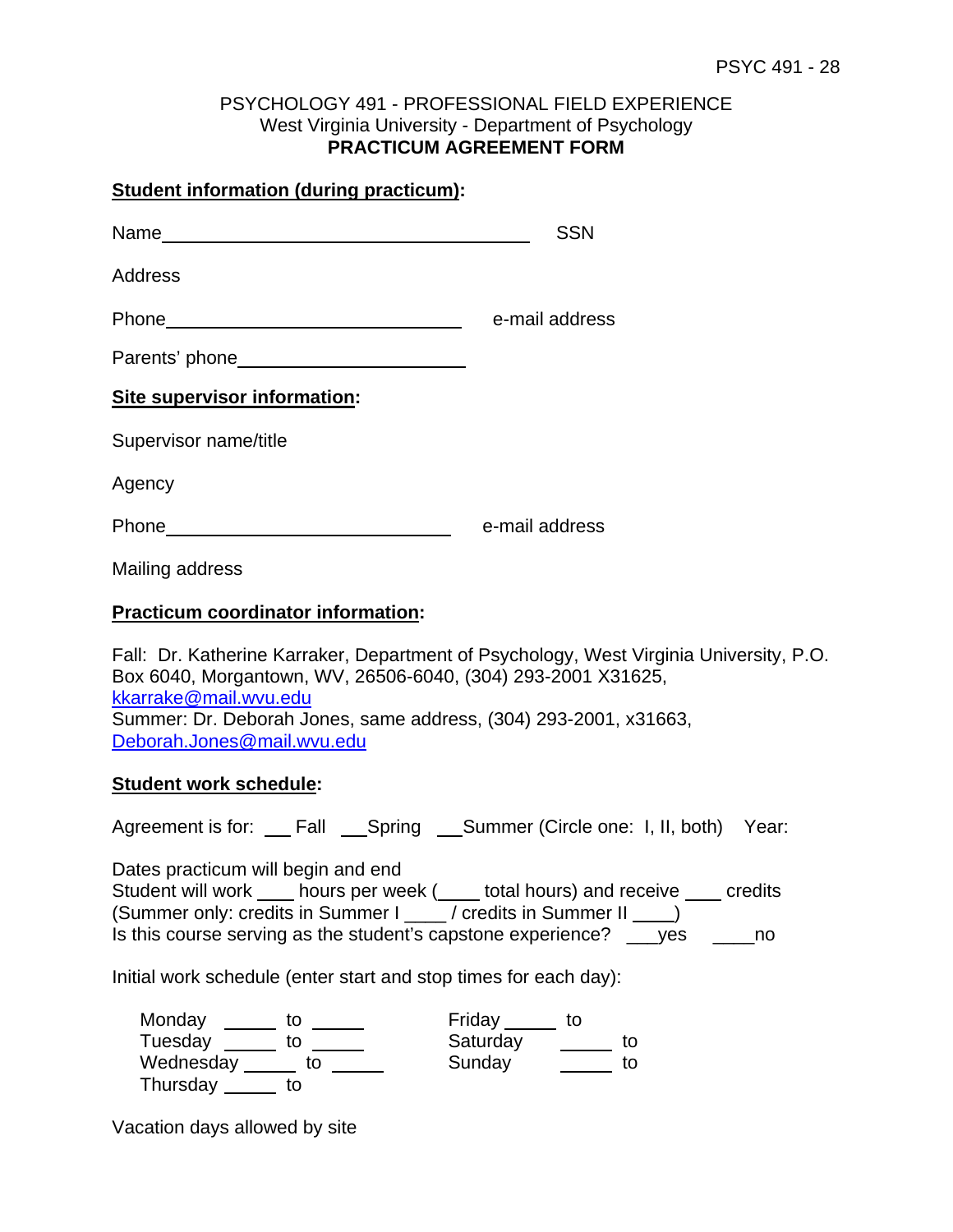PSYCHOLOGY 491 - PROFESSIONAL FIELD EXPERIENCE
West Virginia University - Department of Psychology
**PRACTICUM AGREEMENT FORM**

**Student information (during practicum):**

Name ______________________________________ SSN

Address

Phone ______________________________ e-mail address

Parents' phone ______________________

**Site supervisor information:**

Supervisor name/title

Agency

Phone ______________________________ e-mail address

Mailing address

**Practicum coordinator information:**

Fall: Dr. Katherine Karraker, Department of Psychology, West Virginia University, P.O. Box 6040, Morgantown, WV, 26506-6040, (304) 293-2001 X31625, kkarrake@mail.wvu.edu
Summer: Dr. Deborah Jones, same address, (304) 293-2001, x31663, Deborah.Jones@mail.wvu.edu

**Student work schedule:**

Agreement is for: ___ Fall ___Spring ___Summer (Circle one: I, II, both) Year:

Dates practicum will begin and end
Student will work ____ hours per week (____ total hours) and receive ____ credits
(Summer only: credits in Summer I ____ / credits in Summer II ____)
Is this course serving as the student's capstone experience? ___yes ____no

Initial work schedule (enter start and stop times for each day):

Monday _____ to _____
Tuesday _____ to _____
Wednesday _____ to _____
Thursday _____ to
Friday _____ to
Saturday _____ to
Sunday _____ to

Vacation days allowed by site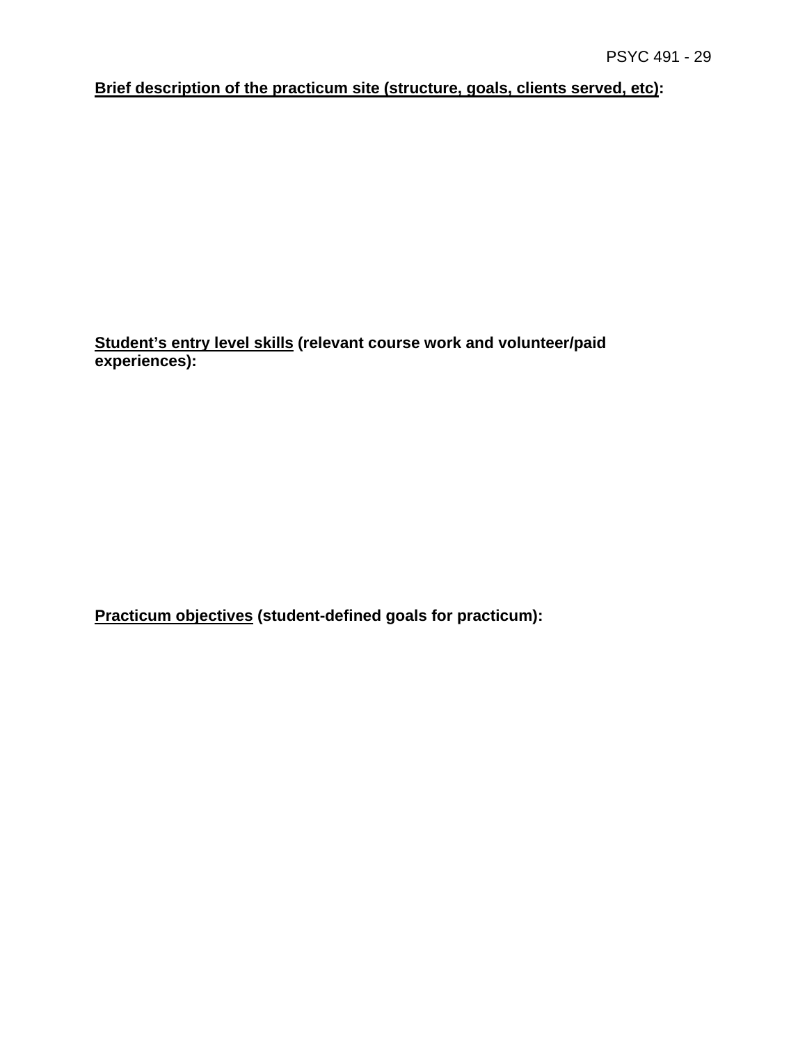**<u>Brief description of the practicum site (structure, goals, clients served, etc)</u>:**

**<u>Student's entry level skills</u> (relevant course work and volunteer/paid experiences):**

**<u>Practicum objectives</u> (student-defined goals for practicum):**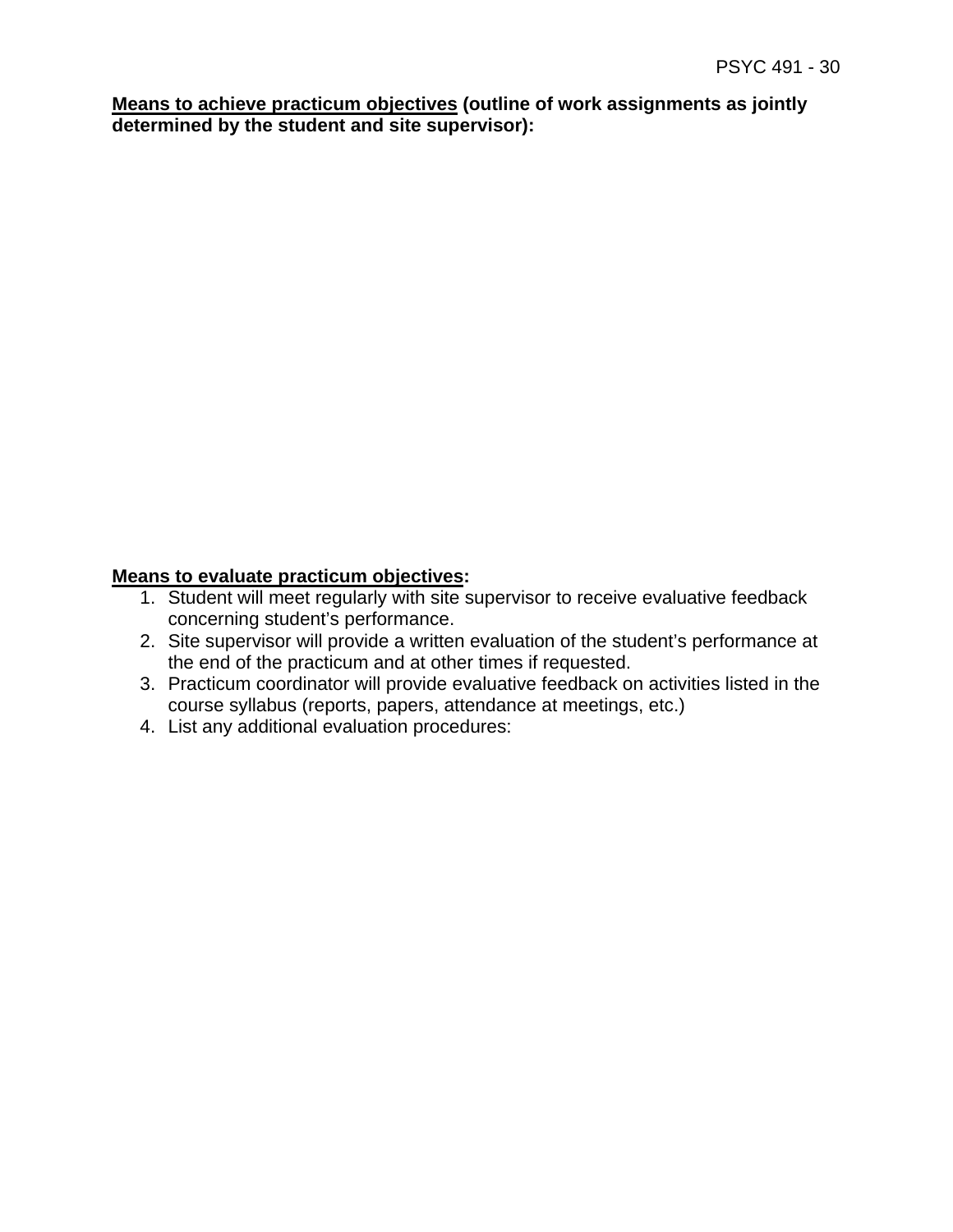**<u>Means to achieve practicum objectives</u> (outline of work assignments as jointly determined by the student and site supervisor):**

**<u>Means to evaluate practicum objectives</u>:**

1. Student will meet regularly with site supervisor to receive evaluative feedback concerning student's performance.
2. Site supervisor will provide a written evaluation of the student's performance at the end of the practicum and at other times if requested.
3. Practicum coordinator will provide evaluative feedback on activities listed in the course syllabus (reports, papers, attendance at meetings, etc.)
4. List any additional evaluation procedures: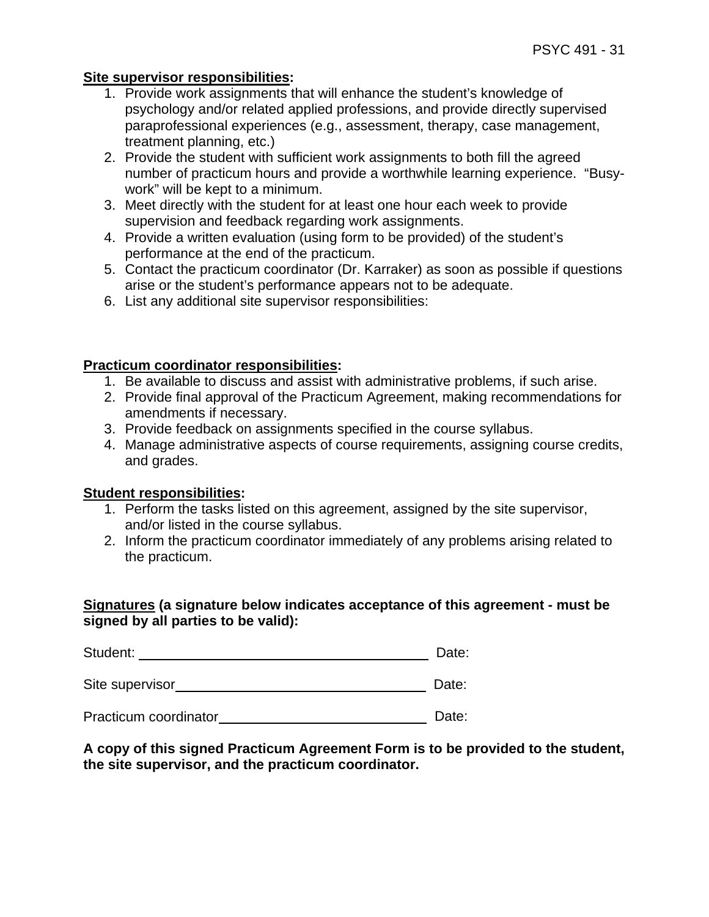**Site supervisor responsibilities:**

1. Provide work assignments that will enhance the student's knowledge of psychology and/or related applied professions, and provide directly supervised paraprofessional experiences (e.g., assessment, therapy, case management, treatment planning, etc.)
2. Provide the student with sufficient work assignments to both fill the agreed number of practicum hours and provide a worthwhile learning experience. "Busy-work" will be kept to a minimum.
3. Meet directly with the student for at least one hour each week to provide supervision and feedback regarding work assignments.
4. Provide a written evaluation (using form to be provided) of the student's performance at the end of the practicum.
5. Contact the practicum coordinator (Dr. Karraker) as soon as possible if questions arise or the student's performance appears not to be adequate.
6. List any additional site supervisor responsibilities:

**Practicum coordinator responsibilities:**

1. Be available to discuss and assist with administrative problems, if such arise.
2. Provide final approval of the Practicum Agreement, making recommendations for amendments if necessary.
3. Provide feedback on assignments specified in the course syllabus.
4. Manage administrative aspects of course requirements, assigning course credits, and grades.

**Student responsibilities:**

1. Perform the tasks listed on this agreement, assigned by the site supervisor, and/or listed in the course syllabus.
2. Inform the practicum coordinator immediately of any problems arising related to the practicum.

**Signatures (a signature below indicates acceptance of this agreement - must be signed by all parties to be valid):**

Student: ______________________________ Date:

Site supervisor ______________________________ Date:

Practicum coordinator ______________________________ Date:

**A copy of this signed Practicum Agreement Form is to be provided to the student, the site supervisor, and the practicum coordinator.**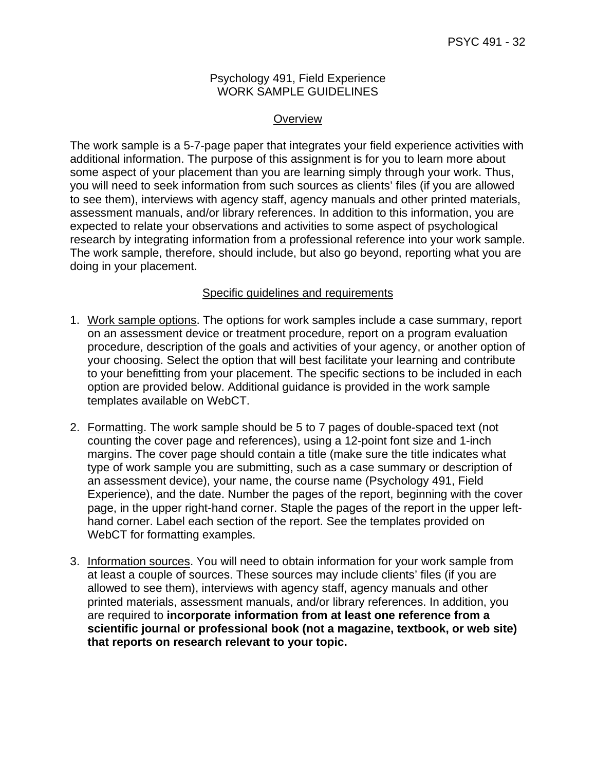# Psychology 491, Field Experience
# WORK SAMPLE GUIDELINES

## Overview

The work sample is a 5-7-page paper that integrates your field experience activities with additional information. The purpose of this assignment is for you to learn more about some aspect of your placement than you are learning simply through your work. Thus, you will need to seek information from such sources as clients' files (if you are allowed to see them), interviews with agency staff, agency manuals and other printed materials, assessment manuals, and/or library references. In addition to this information, you are expected to relate your observations and activities to some aspect of psychological research by integrating information from a professional reference into your work sample. The work sample, therefore, should include, but also go beyond, reporting what you are doing in your placement.

## Specific guidelines and requirements

1. Work sample options. The options for work samples include a case summary, report on an assessment device or treatment procedure, report on a program evaluation procedure, description of the goals and activities of your agency, or another option of your choosing. Select the option that will best facilitate your learning and contribute to your benefitting from your placement. The specific sections to be included in each option are provided below. Additional guidance is provided in the work sample templates available on WebCT.

2. Formatting. The work sample should be 5 to 7 pages of double-spaced text (not counting the cover page and references), using a 12-point font size and 1-inch margins. The cover page should contain a title (make sure the title indicates what type of work sample you are submitting, such as a case summary or description of an assessment device), your name, the course name (Psychology 491, Field Experience), and the date. Number the pages of the report, beginning with the cover page, in the upper right-hand corner. Staple the pages of the report in the upper left-hand corner. Label each section of the report. See the templates provided on WebCT for formatting examples.

3. Information sources. You will need to obtain information for your work sample from at least a couple of sources. These sources may include clients' files (if you are allowed to see them), interviews with agency staff, agency manuals and other printed materials, assessment manuals, and/or library references. In addition, you are required to **incorporate information from at least one reference from a scientific journal or professional book (not a magazine, textbook, or web site) that reports on research relevant to your topic.**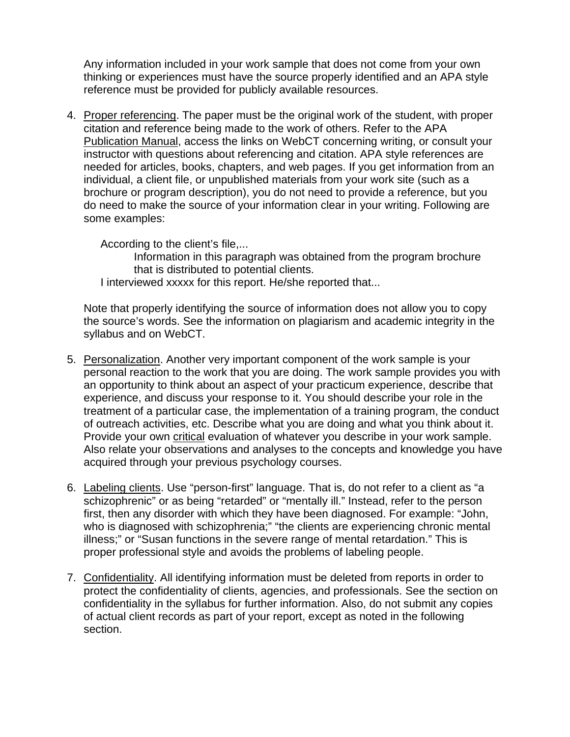Any information included in your work sample that does not come from your own thinking or experiences must have the source properly identified and an APA style reference must be provided for publicly available resources.

4. Proper referencing. The paper must be the original work of the student, with proper citation and reference being made to the work of others. Refer to the APA Publication Manual, access the links on WebCT concerning writing, or consult your instructor with questions about referencing and citation. APA style references are needed for articles, books, chapters, and web pages. If you get information from an individual, a client file, or unpublished materials from your work site (such as a brochure or program description), you do not need to provide a reference, but you do need to make the source of your information clear in your writing. Following are some examples:

   According to the client's file,...
   
   Information in this paragraph was obtained from the program brochure that is distributed to potential clients.
   
   I interviewed xxxxx for this report. He/she reported that...

   Note that properly identifying the source of information does not allow you to copy the source's words. See the information on plagiarism and academic integrity in the syllabus and on WebCT.

5. Personalization. Another very important component of the work sample is your personal reaction to the work that you are doing. The work sample provides you with an opportunity to think about an aspect of your practicum experience, describe that experience, and discuss your response to it. You should describe your role in the treatment of a particular case, the implementation of a training program, the conduct of outreach activities, etc. Describe what you are doing and what you think about it. Provide your own critical evaluation of whatever you describe in your work sample. Also relate your observations and analyses to the concepts and knowledge you have acquired through your previous psychology courses.

6. Labeling clients. Use "person-first" language. That is, do not refer to a client as "a schizophrenic" or as being "retarded" or "mentally ill." Instead, refer to the person first, then any disorder with which they have been diagnosed. For example: "John, who is diagnosed with schizophrenia;" "the clients are experiencing chronic mental illness;" or "Susan functions in the severe range of mental retardation." This is proper professional style and avoids the problems of labeling people.

7. Confidentiality. All identifying information must be deleted from reports in order to protect the confidentiality of clients, agencies, and professionals. See the section on confidentiality in the syllabus for further information. Also, do not submit any copies of actual client records as part of your report, except as noted in the following section.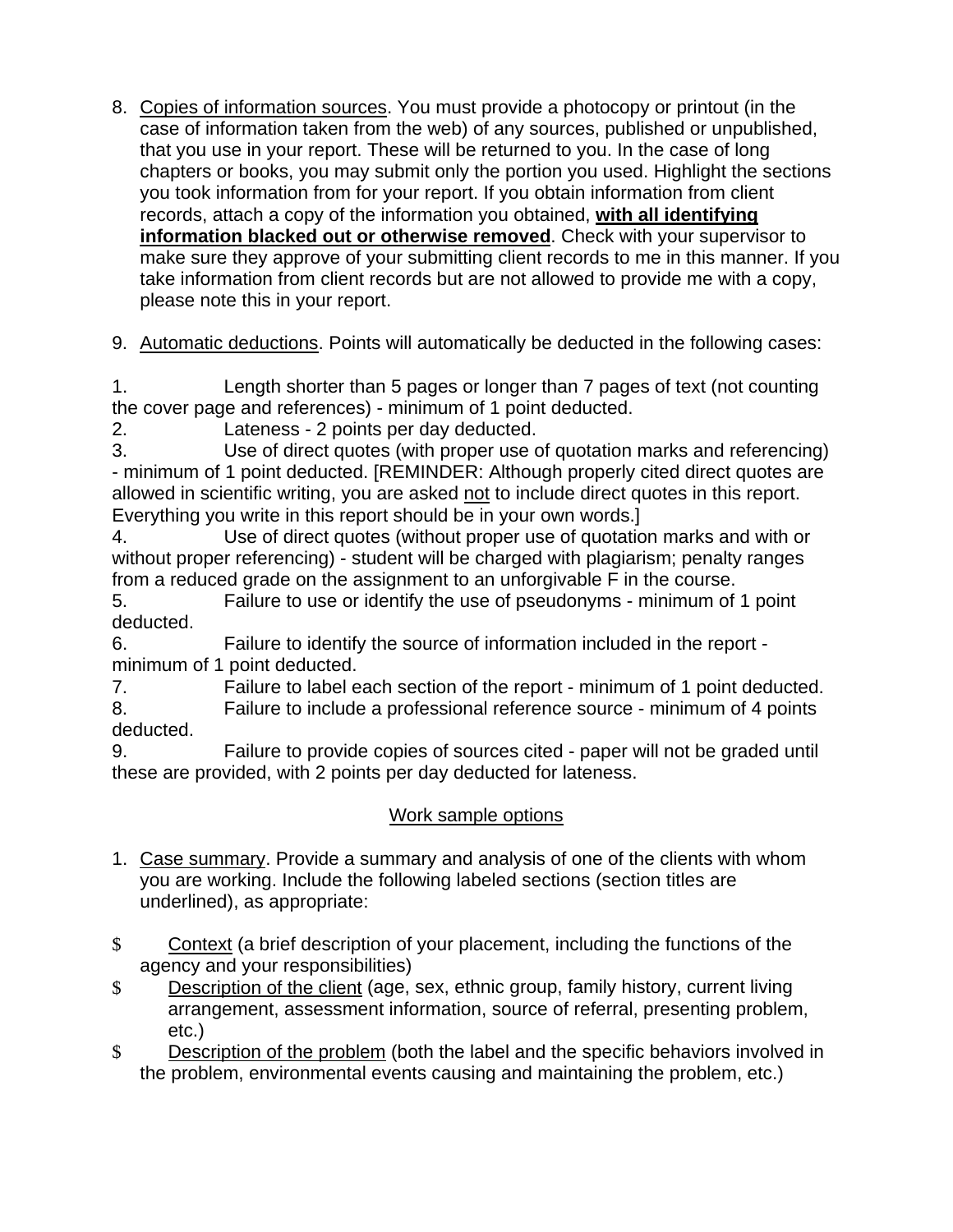8. Copies of information sources. You must provide a photocopy or printout (in the case of information taken from the web) of any sources, published or unpublished, that you use in your report. These will be returned to you. In the case of long chapters or books, you may submit only the portion you used. Highlight the sections you took information from for your report. If you obtain information from client records, attach a copy of the information you obtained, **with all identifying information blacked out or otherwise removed**. Check with your supervisor to make sure they approve of your submitting client records to me in this manner. If you take information from client records but are not allowed to provide me with a copy, please note this in your report.

9. Automatic deductions. Points will automatically be deducted in the following cases:

1. Length shorter than 5 pages or longer than 7 pages of text (not counting the cover page and references) - minimum of 1 point deducted.
2. Lateness - 2 points per day deducted.
3. Use of direct quotes (with proper use of quotation marks and referencing) - minimum of 1 point deducted. [REMINDER: Although properly cited direct quotes are allowed in scientific writing, you are asked not to include direct quotes in this report. Everything you write in this report should be in your own words.]
4. Use of direct quotes (without proper use of quotation marks and with or without proper referencing) - student will be charged with plagiarism; penalty ranges from a reduced grade on the assignment to an unforgivable F in the course.
5. Failure to use or identify the use of pseudonyms - minimum of 1 point deducted.
6. Failure to identify the source of information included in the report - minimum of 1 point deducted.
7. Failure to label each section of the report - minimum of 1 point deducted.
8. Failure to include a professional reference source - minimum of 4 points deducted.
9. Failure to provide copies of sources cited - paper will not be graded until these are provided, with 2 points per day deducted for lateness.

## Work sample options

1. Case summary. Provide a summary and analysis of one of the clients with whom you are working. Include the following labeled sections (section titles are underlined), as appropriate:

- Context (a brief description of your placement, including the functions of the agency and your responsibilities)
- Description of the client (age, sex, ethnic group, family history, current living arrangement, assessment information, source of referral, presenting problem, etc.)
- Description of the problem (both the label and the specific behaviors involved in the problem, environmental events causing and maintaining the problem, etc.)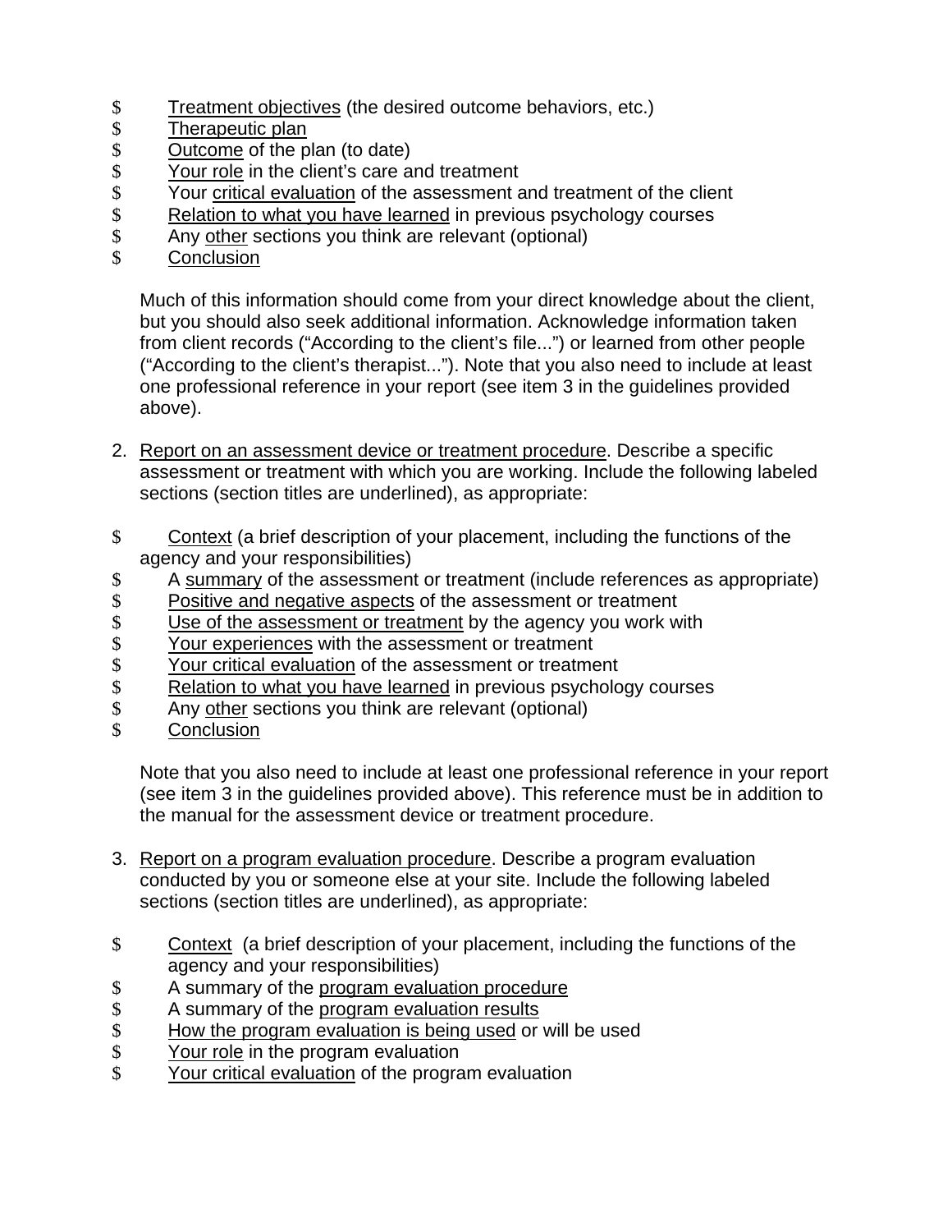- Treatment objectives (the desired outcome behaviors, etc.)
- Therapeutic plan
- Outcome of the plan (to date)
- Your role in the client's care and treatment
- Your critical evaluation of the assessment and treatment of the client
- Relation to what you have learned in previous psychology courses
- Any other sections you think are relevant (optional)
- Conclusion

Much of this information should come from your direct knowledge about the client, but you should also seek additional information. Acknowledge information taken from client records ("According to the client's file...") or learned from other people ("According to the client's therapist..."). Note that you also need to include at least one professional reference in your report (see item 3 in the guidelines provided above).

2. Report on an assessment device or treatment procedure. Describe a specific assessment or treatment with which you are working. Include the following labeled sections (section titles are underlined), as appropriate:

- Context (a brief description of your placement, including the functions of the agency and your responsibilities)
- A summary of the assessment or treatment (include references as appropriate)
- Positive and negative aspects of the assessment or treatment
- Use of the assessment or treatment by the agency you work with
- Your experiences with the assessment or treatment
- Your critical evaluation of the assessment or treatment
- Relation to what you have learned in previous psychology courses
- Any other sections you think are relevant (optional)
- Conclusion

Note that you also need to include at least one professional reference in your report (see item 3 in the guidelines provided above). This reference must be in addition to the manual for the assessment device or treatment procedure.

3. Report on a program evaluation procedure. Describe a program evaluation conducted by you or someone else at your site. Include the following labeled sections (section titles are underlined), as appropriate:

- Context (a brief description of your placement, including the functions of the agency and your responsibilities)
- A summary of the program evaluation procedure
- A summary of the program evaluation results
- How the program evaluation is being used or will be used
- Your role in the program evaluation
- Your critical evaluation of the program evaluation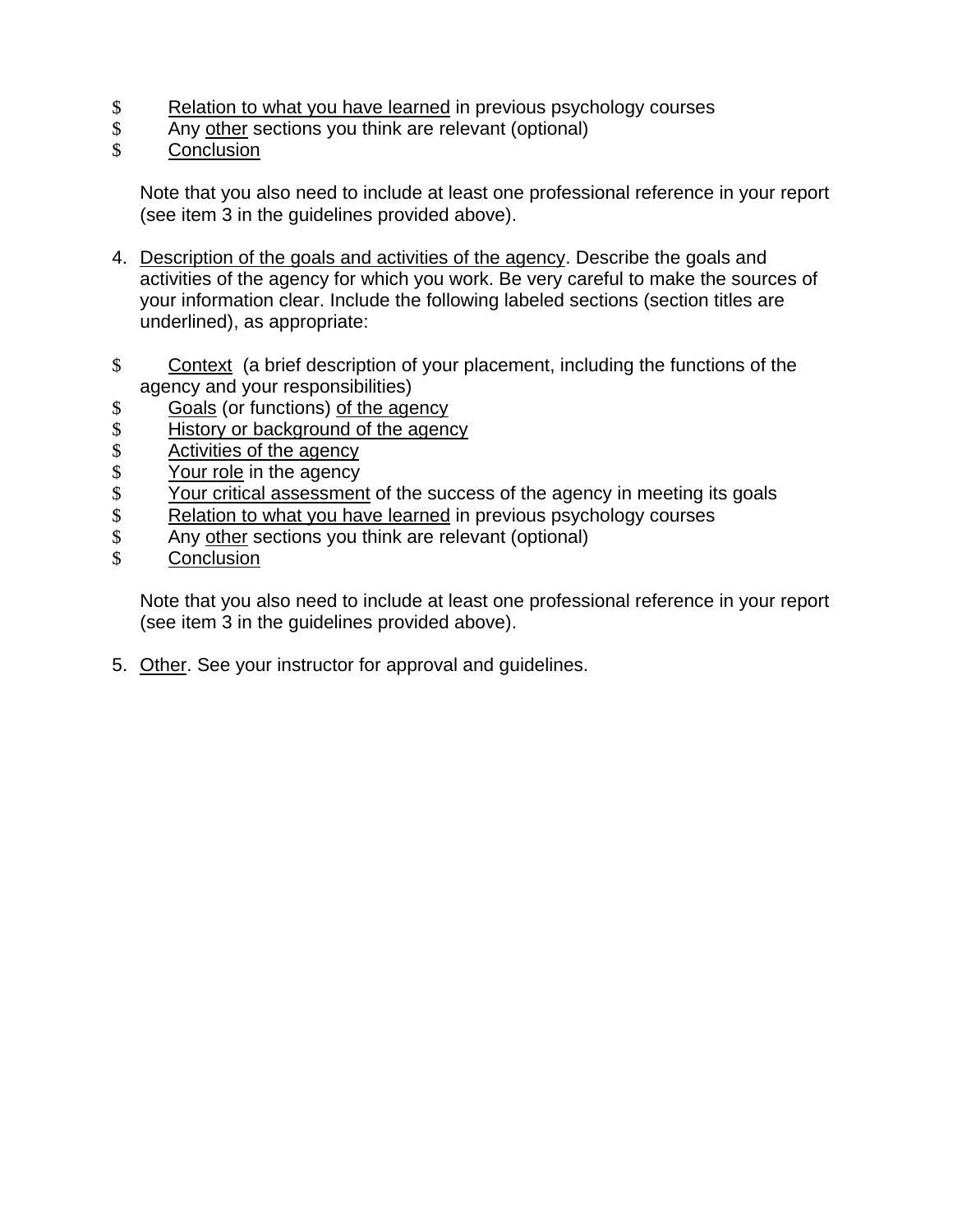- Relation to what you have learned in previous psychology courses
- Any other sections you think are relevant (optional)
- Conclusion

Note that you also need to include at least one professional reference in your report (see item 3 in the guidelines provided above).

4. Description of the goals and activities of the agency. Describe the goals and activities of the agency for which you work. Be very careful to make the sources of your information clear. Include the following labeled sections (section titles are underlined), as appropriate:

- Context (a brief description of your placement, including the functions of the agency and your responsibilities)
- Goals (or functions) of the agency
- History or background of the agency
- Activities of the agency
- Your role in the agency
- Your critical assessment of the success of the agency in meeting its goals
- Relation to what you have learned in previous psychology courses
- Any other sections you think are relevant (optional)
- Conclusion

Note that you also need to include at least one professional reference in your report (see item 3 in the guidelines provided above).

5. Other. See your instructor for approval and guidelines.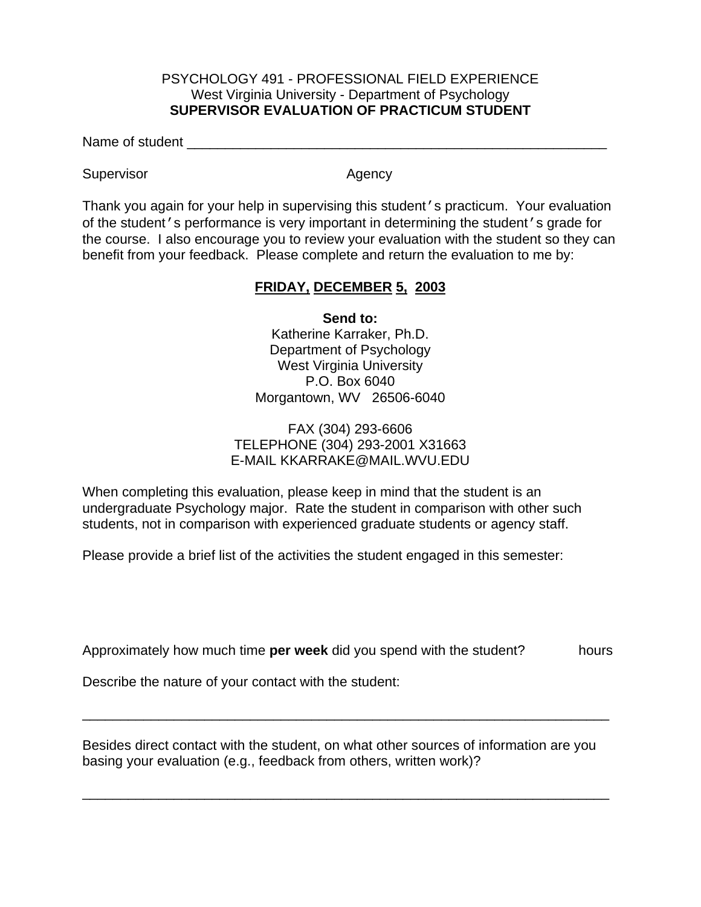PSYCHOLOGY 491 - PROFESSIONAL FIELD EXPERIENCE
West Virginia University - Department of Psychology
**SUPERVISOR EVALUATION OF PRACTICUM STUDENT**

Name of student ___________________________________________________________

Supervisor                                        Agency

Thank you again for your help in supervising this student's practicum. Your evaluation of the student's performance is very important in determining the student's grade for the course. I also encourage you to review your evaluation with the student so they can benefit from your feedback. Please complete and return the evaluation to me by:

**<u>FRIDAY,</u> <u>DECEMBER</u> <u>5,</u> <u>2003</u>**

**Send to:**
Katherine Karraker, Ph.D.
Department of Psychology
West Virginia University
P.O. Box 6040
Morgantown, WV 26506-6040

FAX (304) 293-6606
TELEPHONE (304) 293-2001 X31663
E-MAIL KKARRAKE@MAIL.WVU.EDU

When completing this evaluation, please keep in mind that the student is an undergraduate Psychology major. Rate the student in comparison with other such students, not in comparison with experienced graduate students or agency staff.

Please provide a brief list of the activities the student engaged in this semester:

Approximately how much time **per week** did you spend with the student?            hours

Describe the nature of your contact with the student:

_________________________________________________________________________

Besides direct contact with the student, on what other sources of information are you basing your evaluation (e.g., feedback from others, written work)?

_________________________________________________________________________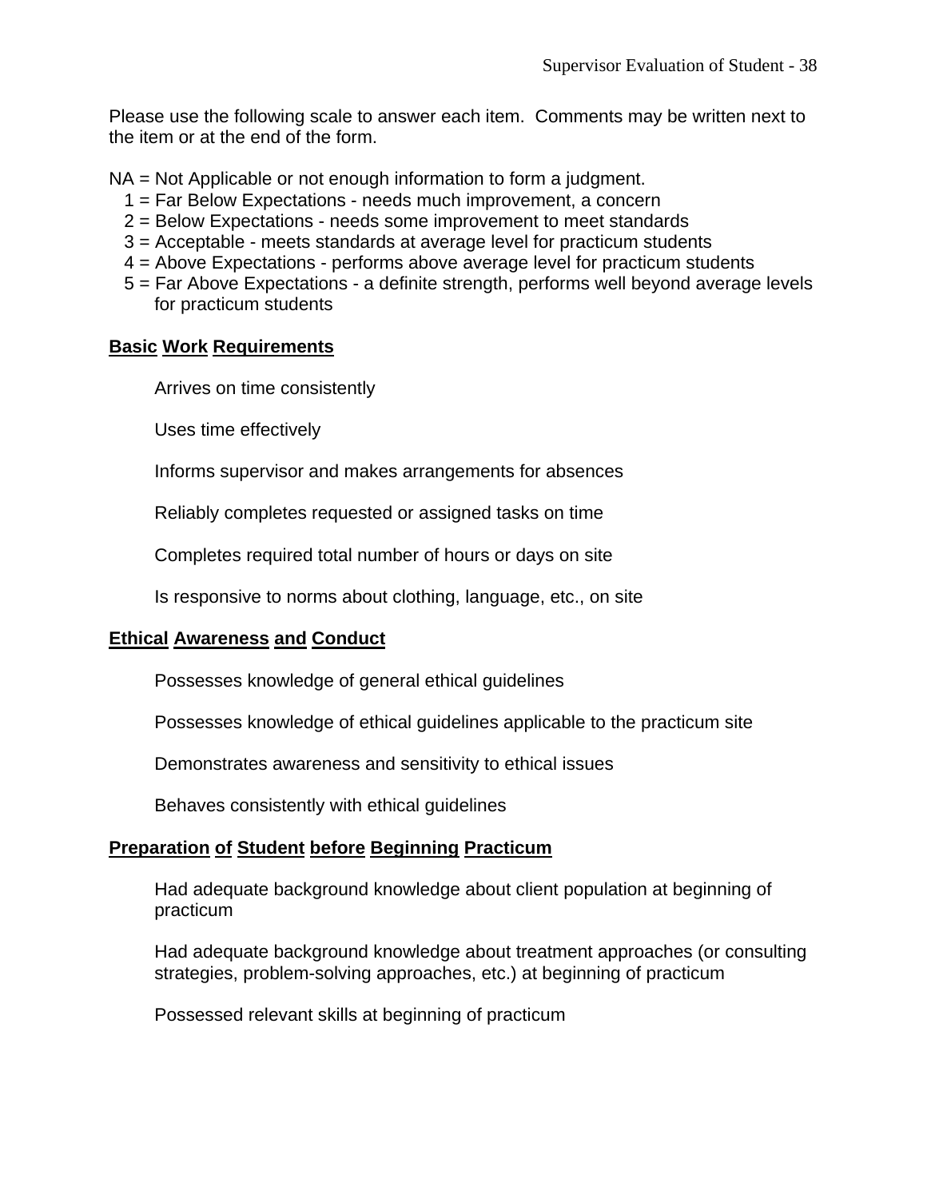Please use the following scale to answer each item. Comments may be written next to the item or at the end of the form.

NA = Not Applicable or not enough information to form a judgment.
1 = Far Below Expectations - needs much improvement, a concern
2 = Below Expectations - needs some improvement to meet standards
3 = Acceptable - meets standards at average level for practicum students
4 = Above Expectations - performs above average level for practicum students
5 = Far Above Expectations - a definite strength, performs well beyond average levels for practicum students

**<u>Basic Work Requirements</u>**

Arrives on time consistently

Uses time effectively

Informs supervisor and makes arrangements for absences

Reliably completes requested or assigned tasks on time

Completes required total number of hours or days on site

Is responsive to norms about clothing, language, etc., on site

**<u>Ethical Awareness and Conduct</u>**

Possesses knowledge of general ethical guidelines

Possesses knowledge of ethical guidelines applicable to the practicum site

Demonstrates awareness and sensitivity to ethical issues

Behaves consistently with ethical guidelines

**<u>Preparation of Student before Beginning Practicum</u>**

Had adequate background knowledge about client population at beginning of practicum

Had adequate background knowledge about treatment approaches (or consulting strategies, problem-solving approaches, etc.) at beginning of practicum

Possessed relevant skills at beginning of practicum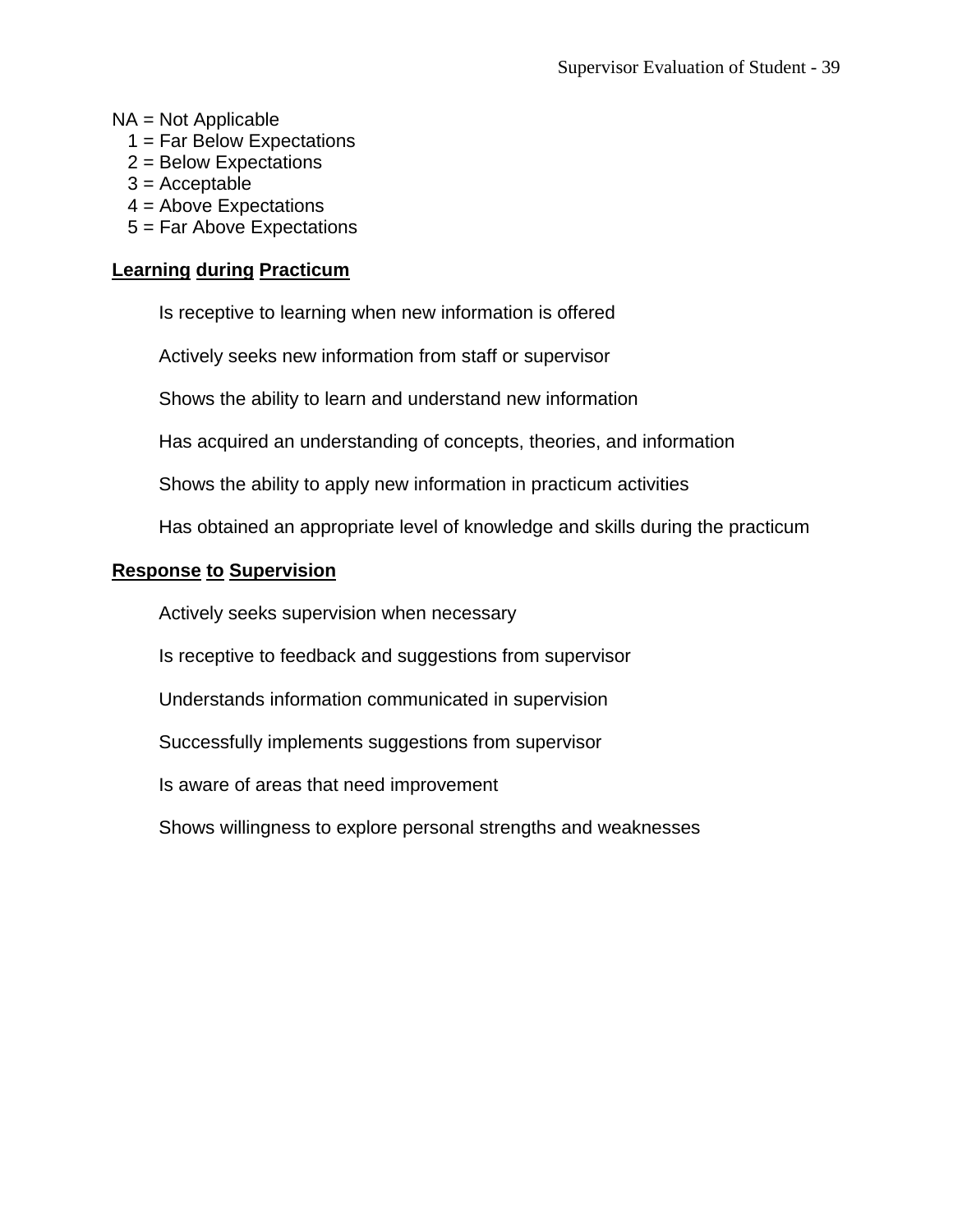NA = Not Applicable
1 = Far Below Expectations
2 = Below Expectations
3 = Acceptable
4 = Above Expectations
5 = Far Above Expectations

**Learning during Practicum**

Is receptive to learning when new information is offered

Actively seeks new information from staff or supervisor

Shows the ability to learn and understand new information

Has acquired an understanding of concepts, theories, and information

Shows the ability to apply new information in practicum activities

Has obtained an appropriate level of knowledge and skills during the practicum

**Response to Supervision**

Actively seeks supervision when necessary

Is receptive to feedback and suggestions from supervisor

Understands information communicated in supervision

Successfully implements suggestions from supervisor

Is aware of areas that need improvement

Shows willingness to explore personal strengths and weaknesses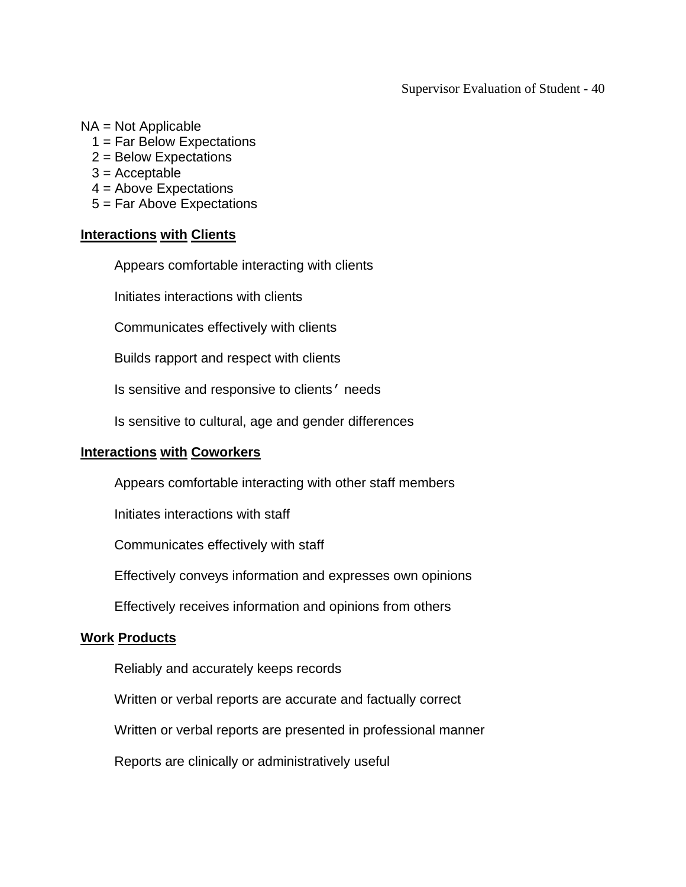NA = Not Applicable
1 = Far Below Expectations
2 = Below Expectations
3 = Acceptable
4 = Above Expectations
5 = Far Above Expectations

**Interactions with Clients**

Appears comfortable interacting with clients

Initiates interactions with clients

Communicates effectively with clients

Builds rapport and respect with clients

Is sensitive and responsive to clients' needs

Is sensitive to cultural, age and gender differences

**Interactions with Coworkers**

Appears comfortable interacting with other staff members

Initiates interactions with staff

Communicates effectively with staff

Effectively conveys information and expresses own opinions

Effectively receives information and opinions from others

**Work Products**

Reliably and accurately keeps records

Written or verbal reports are accurate and factually correct

Written or verbal reports are presented in professional manner

Reports are clinically or administratively useful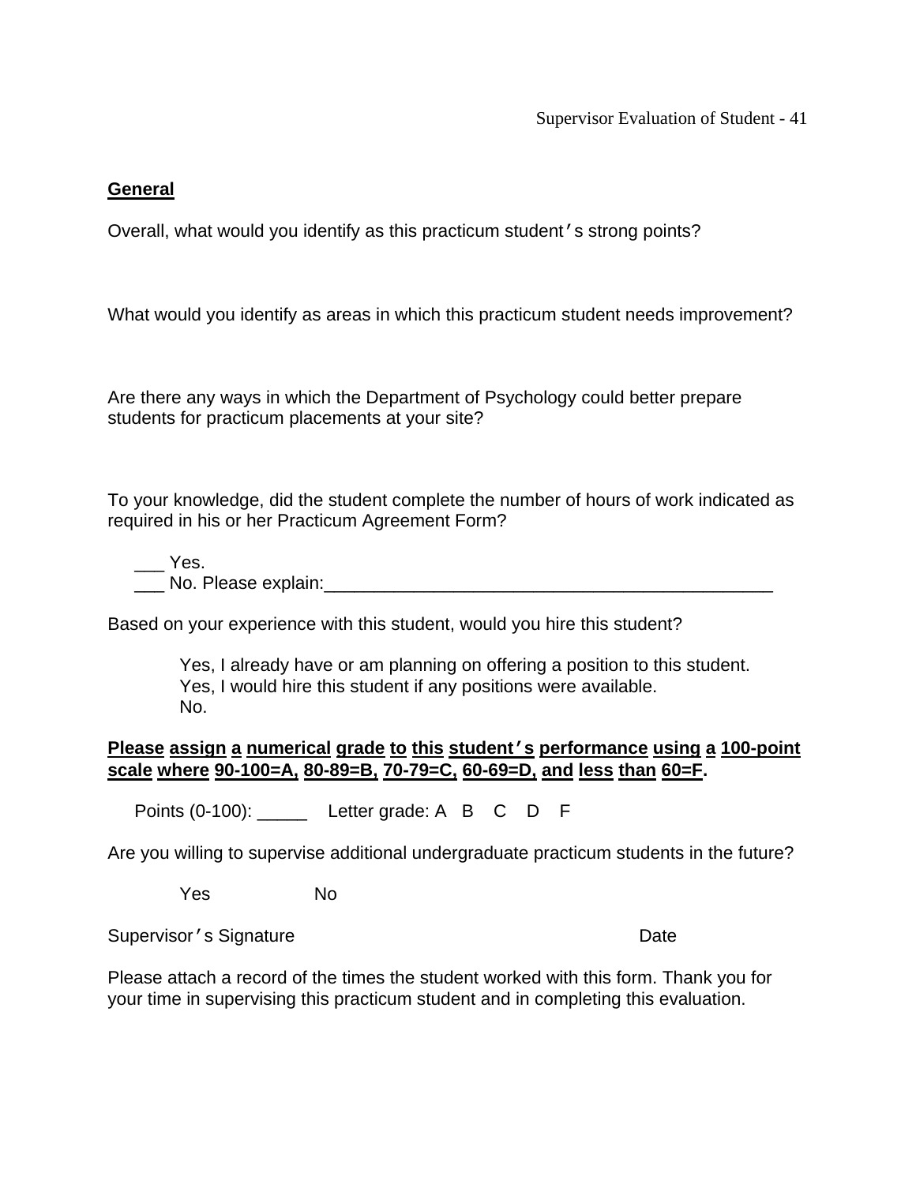**General**

Overall, what would you identify as this practicum student's strong points?

What would you identify as areas in which this practicum student needs improvement?

Are there any ways in which the Department of Psychology could better prepare students for practicum placements at your site?

To your knowledge, did the student complete the number of hours of work indicated as required in his or her Practicum Agreement Form?

___ Yes.
___ No. Please explain:_______________________________________________

Based on your experience with this student, would you hire this student?

Yes, I already have or am planning on offering a position to this student.
Yes, I would hire this student if any positions were available.
No.

**Please assign a numerical grade to this student's performance using a 100-point scale where 90-100=A, 80-89=B, 70-79=C, 60-69=D, and less than 60=F.**

Points (0-100): _____ Letter grade: A B C D F

Are you willing to supervise additional undergraduate practicum students in the future?

Yes No

Supervisor's Signature Date

Please attach a record of the times the student worked with this form. Thank you for your time in supervising this practicum student and in completing this evaluation.